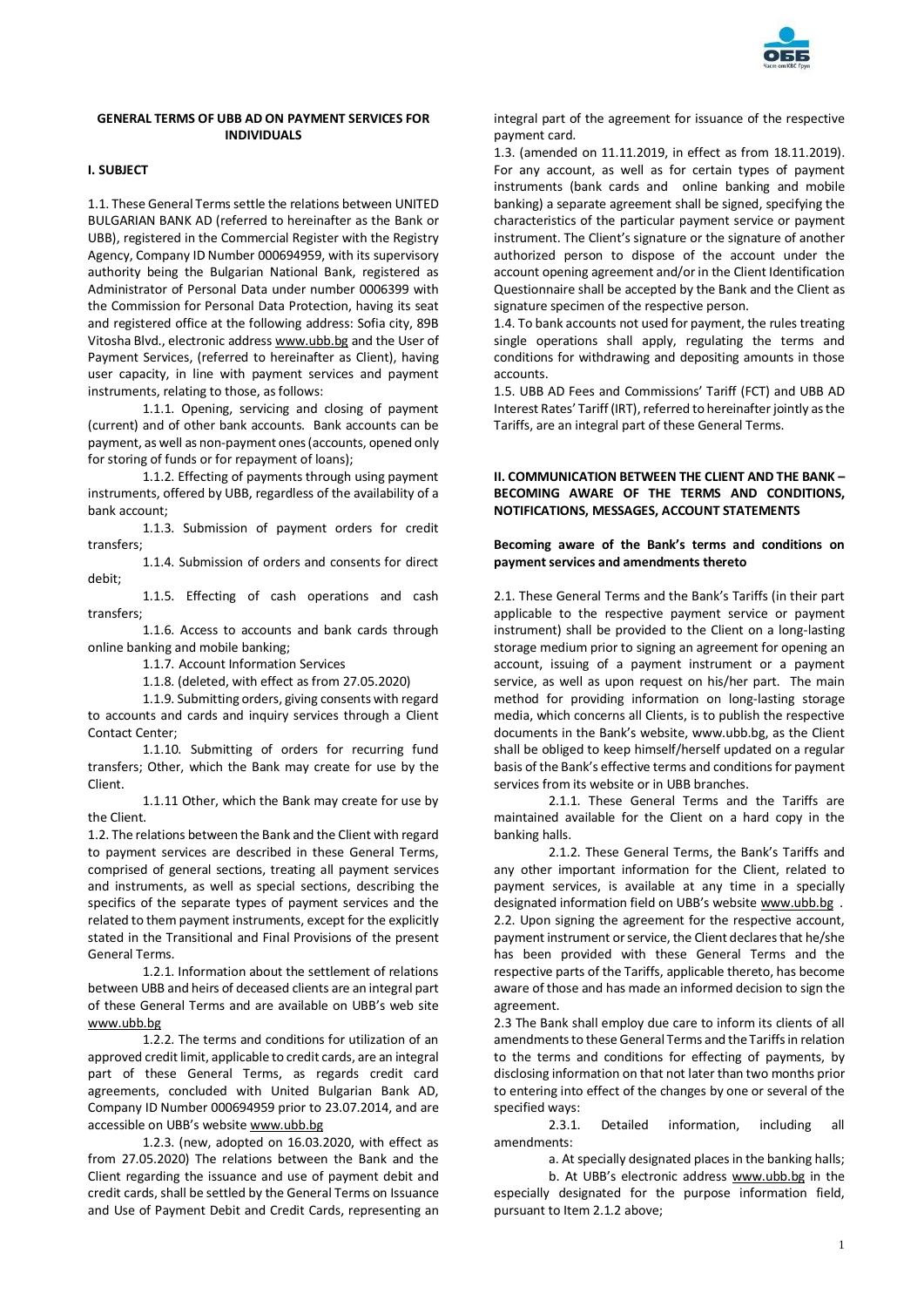## GENERAL TERMS OF UBB AD ON PAYMENT SERVICES FOR INDIVIDUALS

### I. SUBJECT

1.1. These General Terms settle the relations between UNITED BULGARIAN BANK AD (referred to hereinafter as the Bank or UBB), registered in the Commercial Register with the Registry Agency, Company ID Number 000694959, with its supervisory authority being the Bulgarian National Bank, registered as Administrator of Personal Data under number 0006399 with the Commission for Personal Data Protection, having its seat and registered office at the following address: Sofia city, 89B Vitosha Blvd., electronic address www.ubb.bg and the User of Payment Services, (referred to hereinafter as Client), having user capacity, in line with payment services and payment instruments, relating to those, as follows:

1.1.1. Opening, servicing and closing of payment (current) and of other bank accounts. Bank accounts can be payment, as well as non-payment ones (accounts, opened only for storing of funds or for repayment of loans);

1.1.2. Effecting of payments through using payment instruments, offered by UBB, regardless of the availability of a bank account;

1.1.3. Submission of payment orders for credit transfers;

1.1.4. Submission of orders and consents for direct debit;

1.1.5. Effecting of cash operations and cash transfers;

1.1.6. Access to accounts and bank cards through online banking and mobile banking;

1.1.7. Account Information Services

1.1.8. (deleted, with effect as from 27.05.2020)

1.1.9. Submitting orders, giving consents with regard to accounts and cards and inquiry services through a Client Contact Center;

1.1.10. Submitting of orders for recurring fund transfers; Other, which the Bank may create for use by the Client.

1.1.11 Other, which the Bank may create for use by the Client.

1.2. The relations between the Bank and the Client with regard to payment services are described in these General Terms, comprised of general sections, treating all payment services and instruments, as well as special sections, describing the specifics of the separate types of payment services and the related to them payment instruments, except for the explicitly stated in the Transitional and Final Provisions of the present General Terms.

1.2.1. Information about the settlement of relations between UBB and heirs of deceased clients are an integral part of these General Terms and are available on UBB's web site www.ubb.bg

1.2.2. The terms and conditions for utilization of an approved credit limit, applicable to credit cards, are an integral part of these General Terms, as regards credit card agreements, concluded with United Bulgarian Bank AD, Company ID Number 000694959 prior to 23.07.2014, and are accessible on UBB's website www.ubb.bg

1.2.3. (new, adopted on 16.03.2020, with effect as from 27.05.2020) The relations between the Bank and the Client regarding the issuance and use of payment debit and credit cards, shall be settled by the General Terms on Issuance and Use of Payment Debit and Credit Cards, representing an integral part of the agreement for issuance of the respective payment card.

1.3. (amended on 11.11.2019, in effect as from 18.11.2019). For any account, as well as for certain types of payment instruments (bank cards and online banking and mobile banking) a separate agreement shall be signed, specifying the characteristics of the particular payment service or payment instrument. The Client's signature or the signature of another authorized person to dispose of the account under the account opening agreement and/or in the Client Identification Questionnaire shall be accepted by the Bank and the Client as signature specimen of the respective person.

1.4. To bank accounts not used for payment, the rules treating single operations shall apply, regulating the terms and conditions for withdrawing and depositing amounts in those accounts.

1.5. UBB AD Fees and Commissions' Tariff (FCT) and UBB AD Interest Rates' Tariff (IRT), referred to hereinafter jointly as the Tariffs, are an integral part of these General Terms.

### II. COMMUNICATION BETWEEN THE CLIENT AND THE BANK – BECOMING AWARE OF THE TERMS AND CONDITIONS, NOTIFICATIONS, MESSAGES, ACCOUNT STATEMENTS

#### Becoming aware of the Bank's terms and conditions on payment services and amendments thereto

2.1. These General Terms and the Bank's Tariffs (in their part applicable to the respective payment service or payment instrument) shall be provided to the Client on a long-lasting storage medium prior to signing an agreement for opening an account, issuing of a payment instrument or a payment service, as well as upon request on his/her part. The main method for providing information on long-lasting storage media, which concerns all Clients, is to publish the respective documents in the Bank's website, www.ubb.bg, as the Client shall be obliged to keep himself/herself updated on a regular basis of the Bank's effective terms and conditions for payment services from its website or in UBB branches.

2.1.1. These General Terms and the Tariffs are maintained available for the Client on a hard copy in the banking halls.

2.1.2. These General Terms, the Bank's Tariffs and any other important information for the Client, related to payment services, is available at any time in a specially designated information field on UBB's website www.ubb.bg .

2.2. Upon signing the agreement for the respective account, payment instrument or service, the Client declares that he/she has been provided with these General Terms and the respective parts of the Tariffs, applicable thereto, has become aware of those and has made an informed decision to sign the agreement.

2.3 The Bank shall employ due care to inform its clients of all amendments to these General Terms and the Tariffs in relation to the terms and conditions for effecting of payments, by disclosing information on that not later than two months prior to entering into effect of the changes by one or several of the specified ways:

2.3.1. Detailed information, including all amendments:

a. At specially designated places in the banking halls;

b. At UBB's electronic address www.ubb.bg in the especially designated for the purpose information field, pursuant to Item 2.1.2 above;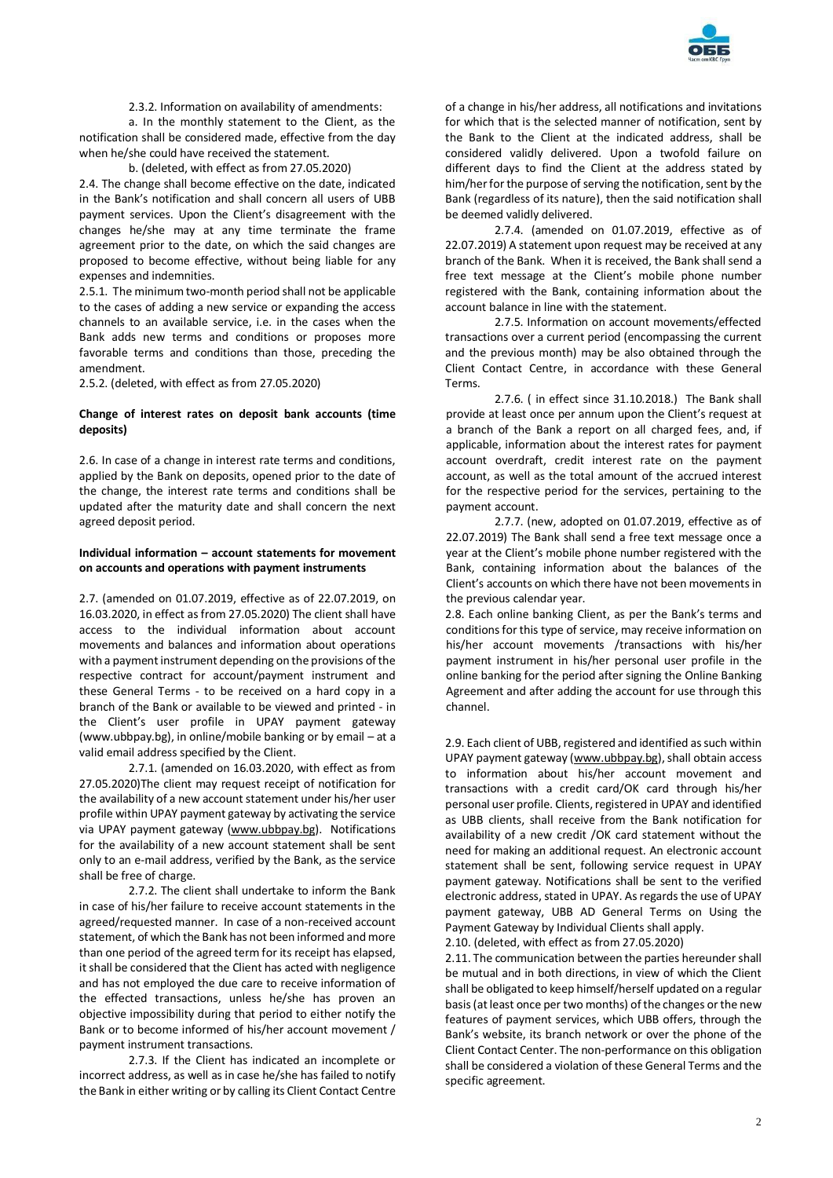2.3.2. Information on availability of amendments:

a. In the monthly statement to the Client, as the notification shall be considered made, effective from the day when he/she could have received the statement.

b. (deleted, with effect as from 27.05.2020)

2.4. The change shall become effective on the date, indicated in the Bank's notification and shall concern all users of UBB payment services. Upon the Client's disagreement with the changes he/she may at any time terminate the frame agreement prior to the date, on which the said changes are proposed to become effective, without being liable for any expenses and indemnities.

2.5.1. The minimum two-month period shall not be applicable to the cases of adding a new service or expanding the access channels to an available service, i.e. in the cases when the Bank adds new terms and conditions or proposes more favorable terms and conditions than those, preceding the amendment.

2.5.2. (deleted, with effect as from 27.05.2020)

**Change of interest rates on deposit bank accounts (time deposits)**

2.6. In case of a change in interest rate terms and conditions, applied by the Bank on deposits, opened prior to the date of the change, the interest rate terms and conditions shall be updated after the maturity date and shall concern the next agreed deposit period.

**Individual information – account statements for movement on accounts and operations with payment instruments**

2.7. (amended on 01.07.2019, effective as of 22.07.2019, on 16.03.2020, in effect as from 27.05.2020) The client shall have access to the individual information about account movements and balances and information about operations with a payment instrument depending on the provisions of the respective contract for account/payment instrument and these General Terms - to be received on a hard copy in a branch of the Bank or available to be viewed and printed - in the Client's user profile in UPAY payment gateway (www.ubbpay.bg), in online/mobile banking or by email – at a valid email address specified by the Client.

2.7.1. (amended on 16.03.2020, with effect as from 27.05.2020)The client may request receipt of notification for the availability of a new account statement under his/her user profile within UPAY payment gateway by activating the service via UPAY payment gateway (www.ubbpay.bg). Notifications for the availability of a new account statement shall be sent only to an e-mail address, verified by the Bank, as the service shall be free of charge.

2.7.2. The client shall undertake to inform the Bank in case of his/her failure to receive account statements in the agreed/requested manner. In case of a non-received account statement, of which the Bank has not been informed and more than one period of the agreed term for its receipt has elapsed, it shall be considered that the Client has acted with negligence and has not employed the due care to receive information of the effected transactions, unless he/she has proven an objective impossibility during that period to either notify the Bank or to become informed of his/her account movement / payment instrument transactions.

2.7.3. If the Client has indicated an incomplete or incorrect address, as well as in case he/she has failed to notify the Bank in either writing or by calling its Client Contact Centre of a change in his/her address, all notifications and invitations for which that is the selected manner of notification, sent by the Bank to the Client at the indicated address, shall be considered validly delivered. Upon a twofold failure on different days to find the Client at the address stated by him/her for the purpose of serving the notification, sent by the Bank (regardless of its nature), then the said notification shall be deemed validly delivered.

2.7.4. (amended on 01.07.2019, effective as of 22.07.2019) A statement upon request may be received at any branch of the Bank. When it is received, the Bank shall send a free text message at the Client's mobile phone number registered with the Bank, containing information about the account balance in line with the statement.

2.7.5. Information on account movements/effected transactions over a current period (encompassing the current and the previous month) may be also obtained through the Client Contact Centre, in accordance with these General Terms.

2.7.6. ( in effect since 31.10.2018.) The Bank shall provide at least once per annum upon the Client's request at a branch of the Bank a report on all charged fees, and, if applicable, information about the interest rates for payment account overdraft, credit interest rate on the payment account, as well as the total amount of the accrued interest for the respective period for the services, pertaining to the payment account.

2.7.7. (new, adopted on 01.07.2019, effective as of 22.07.2019) The Bank shall send a free text message once a year at the Client's mobile phone number registered with the Bank, containing information about the balances of the Client's accounts on which there have not been movements in the previous calendar year.

2.8. Each online banking Client, as per the Bank's terms and conditions for this type of service, may receive information on his/her account movements /transactions with his/her payment instrument in his/her personal user profile in the online banking for the period after signing the Online Banking Agreement and after adding the account for use through this channel.

2.9. Each client of UBB, registered and identified as such within UPAY payment gateway (www.ubbpay.bg), shall obtain access to information about his/her account movement and transactions with a credit card/OK card through his/her personal user profile. Clients, registered in UPAY and identified as UBB clients, shall receive from the Bank notification for availability of a new credit /OK card statement without the need for making an additional request. An electronic account statement shall be sent, following service request in UPAY payment gateway. Notifications shall be sent to the verified electronic address, stated in UPAY. As regards the use of UPAY payment gateway, UBB AD General Terms on Using the Payment Gateway by Individual Clients shall apply.

2.10. (deleted, with effect as from 27.05.2020)

2.11. The communication between the parties hereunder shall be mutual and in both directions, in view of which the Client shall be obligated to keep himself/herself updated on a regular basis (at least once per two months) of the changes or the new features of payment services, which UBB offers, through the Bank's website, its branch network or over the phone of the Client Contact Center. The non-performance on this obligation shall be considered a violation of these General Terms and the specific agreement.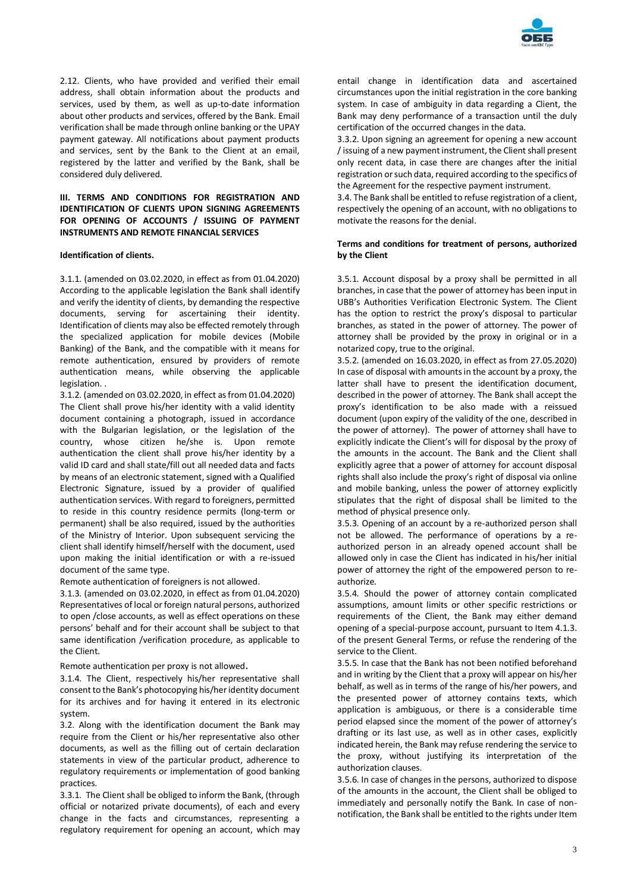2.12. Clients, who have provided and verified their email address, shall obtain information about the products and services, used by them, as well as up-to-date information about other products and services, offered by the Bank. Email verification shall be made through online banking or the UPAY payment gateway. All notifications about payment products and services, sent by the Bank to the Client at an email, registered by the latter and verified by the Bank, shall be considered duly delivered.

## III. TERMS AND CONDITIONS FOR REGISTRATION AND IDENTIFICATION OF CLIENTS UPON SIGNING AGREEMENTS FOR OPENING OF ACCOUNTS / ISSUING OF PAYMENT INSTRUMENTS AND REMOTE FINANCIAL SERVICES

### Identification of clients.

3.1.1. (amended on 03.02.2020, in effect as from 01.04.2020) According to the applicable legislation the Bank shall identify and verify the identity of clients, by demanding the respective documents, serving for ascertaining their identity. Identification of clients may also be effected remotely through the specialized application for mobile devices (Mobile Banking) of the Bank, and the compatible with it means for remote authentication, ensured by providers of remote authentication means, while observing the applicable legislation. .

3.1.2. (amended on 03.02.2020, in effect as from 01.04.2020) The Client shall prove his/her identity with a valid identity document containing a photograph, issued in accordance with the Bulgarian legislation, or the legislation of the country, whose citizen he/she is. Upon remote authentication the client shall prove his/her identity by a valid ID card and shall state/fill out all needed data and facts by means of an electronic statement, signed with a Qualified Electronic Signature, issued by a provider of qualified authentication services. With regard to foreigners, permitted to reside in this country residence permits (long-term or permanent) shall be also required, issued by the authorities of the Ministry of Interior. Upon subsequent servicing the client shall identify himself/herself with the document, used upon making the initial identification or with a re-issued document of the same type.

Remote authentication of foreigners is not allowed.

3.1.3. (amended on 03.02.2020, in effect as from 01.04.2020) Representatives of local or foreign natural persons, authorized to open /close accounts, as well as effect operations on these persons' behalf and for their account shall be subject to that same identification /verification procedure, as applicable to the Client.

Remote authentication per proxy is not allowed.

3.1.4. The Client, respectively his/her representative shall consent to the Bank's photocopying his/her identity document for its archives and for having it entered in its electronic system.

3.2. Along with the identification document the Bank may require from the Client or his/her representative also other documents, as well as the filling out of certain declaration statements in view of the particular product, adherence to regulatory requirements or implementation of good banking practices.

3.3.1. The Client shall be obliged to inform the Bank, (through official or notarized private documents), of each and every change in the facts and circumstances, representing a regulatory requirement for opening an account, which may entail change in identification data and ascertained circumstances upon the initial registration in the core banking system. In case of ambiguity in data regarding a Client, the Bank may deny performance of a transaction until the duly certification of the occurred changes in the data.

3.3.2. Upon signing an agreement for opening a new account / issuing of a new payment instrument, the Client shall present only recent data, in case there are changes after the initial registration or such data, required according to the specifics of the Agreement for the respective payment instrument.

3.4. The Bank shall be entitled to refuse registration of a client, respectively the opening of an account, with no obligations to motivate the reasons for the denial.

### Terms and conditions for treatment of persons, authorized by the Client

3.5.1. Account disposal by a proxy shall be permitted in all branches, in case that the power of attorney has been input in UBB's Authorities Verification Electronic System. The Client has the option to restrict the proxy's disposal to particular branches, as stated in the power of attorney. The power of attorney shall be provided by the proxy in original or in a notarized copy, true to the original.

3.5.2. (amended on 16.03.2020, in effect as from 27.05.2020) In case of disposal with amounts in the account by a proxy, the latter shall have to present the identification document, described in the power of attorney. The Bank shall accept the proxy's identification to be also made with a reissued document (upon expiry of the validity of the one, described in the power of attorney). The power of attorney shall have to explicitly indicate the Client's will for disposal by the proxy of the amounts in the account. The Bank and the Client shall explicitly agree that a power of attorney for account disposal rights shall also include the proxy's right of disposal via online and mobile banking, unless the power of attorney explicitly stipulates that the right of disposal shall be limited to the method of physical presence only.

3.5.3. Opening of an account by a re-authorized person shall not be allowed. The performance of operations by a re-authorized person in an already opened account shall be allowed only in case the Client has indicated in his/her initial power of attorney the right of the empowered person to re-authorize.

3.5.4. Should the power of attorney contain complicated assumptions, amount limits or other specific restrictions or requirements of the Client, the Bank may either demand opening of a special-purpose account, pursuant to Item 4.1.3. of the present General Terms, or refuse the rendering of the service to the Client.

3.5.5. In case that the Bank has not been notified beforehand and in writing by the Client that a proxy will appear on his/her behalf, as well as in terms of the range of his/her powers, and the presented power of attorney contains texts, which application is ambiguous, or there is a considerable time period elapsed since the moment of the power of attorney's drafting or its last use, as well as in other cases, explicitly indicated herein, the Bank may refuse rendering the service to the proxy, without justifying its interpretation of the authorization clauses.

3.5.6. In case of changes in the persons, authorized to dispose of the amounts in the account, the Client shall be obliged to immediately and personally notify the Bank. In case of non-notification, the Bank shall be entitled to the rights under Item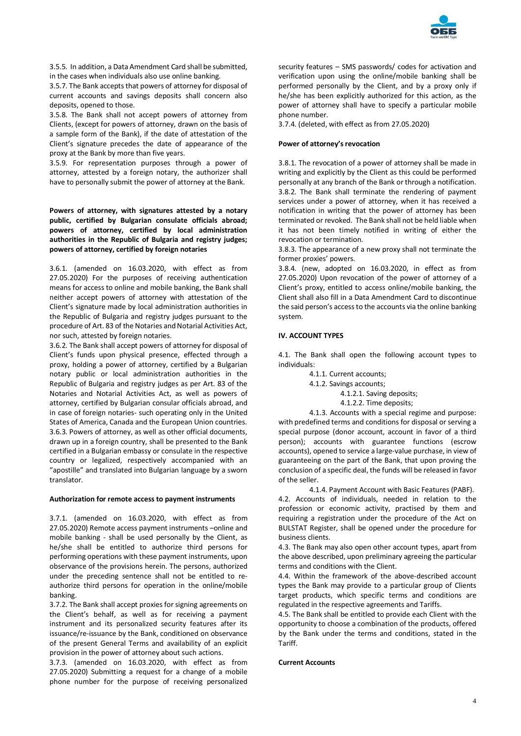3.5.5. In addition, a Data Amendment Card shall be submitted, in the cases when individuals also use online banking.

3.5.7. The Bank accepts that powers of attorney for disposal of current accounts and savings deposits shall concern also deposits, opened to those.

3.5.8. The Bank shall not accept powers of attorney from Clients, (except for powers of attorney, drawn on the basis of a sample form of the Bank), if the date of attestation of the Client's signature precedes the date of appearance of the proxy at the Bank by more than five years.

3.5.9. For representation purposes through a power of attorney, attested by a foreign notary, the authorizer shall have to personally submit the power of attorney at the Bank.

**Powers of attorney, with signatures attested by a notary public, certified by Bulgarian consulate officials abroad; powers of attorney, certified by local administration authorities in the Republic of Bulgaria and registry judges; powers of attorney, certified by foreign notaries**

3.6.1. (amended on 16.03.2020, with effect as from 27.05.2020) For the purposes of receiving authentication means for access to online and mobile banking, the Bank shall neither accept powers of attorney with attestation of the Client's signature made by local administration authorities in the Republic of Bulgaria and registry judges pursuant to the procedure of Art. 83 of the Notaries and Notarial Activities Act, nor such, attested by foreign notaries.

3.6.2. The Bank shall accept powers of attorney for disposal of Client's funds upon physical presence, effected through a proxy, holding a power of attorney, certified by a Bulgarian notary public or local administration authorities in the Republic of Bulgaria and registry judges as per Art. 83 of the Notaries and Notarial Activities Act, as well as powers of attorney, certified by Bulgarian consular officials abroad, and in case of foreign notaries- such operating only in the United States of America, Canada and the European Union countries.

3.6.3. Powers of attorney, as well as other official documents, drawn up in a foreign country, shall be presented to the Bank certified in a Bulgarian embassy or consulate in the respective country or legalized, respectively accompanied with an "apostille" and translated into Bulgarian language by a sworn translator.

**Authorization for remote access to payment instruments**

3.7.1. (amended on 16.03.2020, with effect as from 27.05.2020) Remote access payment instruments –online and mobile banking - shall be used personally by the Client, as he/she shall be entitled to authorize third persons for performing operations with these payment instruments, upon observance of the provisions herein. The persons, authorized under the preceding sentence shall not be entitled to re-authorize third persons for operation in the online/mobile banking.

3.7.2. The Bank shall accept proxies for signing agreements on the Client's behalf, as well as for receiving a payment instrument and its personalized security features after its issuance/re-issuance by the Bank, conditioned on observance of the present General Terms and availability of an explicit provision in the power of attorney about such actions.

3.7.3. (amended on 16.03.2020, with effect as from 27.05.2020) Submitting a request for a change of a mobile phone number for the purpose of receiving personalized security features – SMS passwords/ codes for activation and verification upon using the online/mobile banking shall be performed personally by the Client, and by a proxy only if he/she has been explicitly authorized for this action, as the power of attorney shall have to specify a particular mobile phone number.

3.7.4. (deleted, with effect as from 27.05.2020)

**Power of attorney's revocation**

3.8.1. The revocation of a power of attorney shall be made in writing and explicitly by the Client as this could be performed personally at any branch of the Bank or through a notification.

3.8.2. The Bank shall terminate the rendering of payment services under a power of attorney, when it has received a notification in writing that the power of attorney has been terminated or revoked. The Bank shall not be held liable when it has not been timely notified in writing of either the revocation or termination.

3.8.3. The appearance of a new proxy shall not terminate the former proxies' powers.

3.8.4. (new, adopted on 16.03.2020, in effect as from 27.05.2020) Upon revocation of the power of attorney of a Client's proxy, entitled to access online/mobile banking, the Client shall also fill in a Data Amendment Card to discontinue the said person's access to the accounts via the online banking system.

**IV. ACCOUNT TYPES**

4.1. The Bank shall open the following account types to individuals:

4.1.1. Current accounts;

4.1.2. Savings accounts;

4.1.2.1. Saving deposits;

4.1.2.2. Time deposits;

4.1.3. Accounts with a special regime and purpose: with predefined terms and conditions for disposal or serving a special purpose (donor account, account in favor of a third person); accounts with guarantee functions (escrow accounts), opened to service a large-value purchase, in view of guaranteeing on the part of the Bank, that upon proving the conclusion of a specific deal, the funds will be released in favor of the seller.

4.1.4. Payment Account with Basic Features (PABF).

4.2. Accounts of individuals, needed in relation to the profession or economic activity, practised by them and requiring a registration under the procedure of the Act on BULSTAT Register, shall be opened under the procedure for business clients.

4.3. The Bank may also open other account types, apart from the above described, upon preliminary agreeing the particular terms and conditions with the Client.

4.4. Within the framework of the above-described account types the Bank may provide to a particular group of Clients target products, which specific terms and conditions are regulated in the respective agreements and Tariffs.

4.5. The Bank shall be entitled to provide each Client with the opportunity to choose a combination of the products, offered by the Bank under the terms and conditions, stated in the Tariff.

**Current Accounts**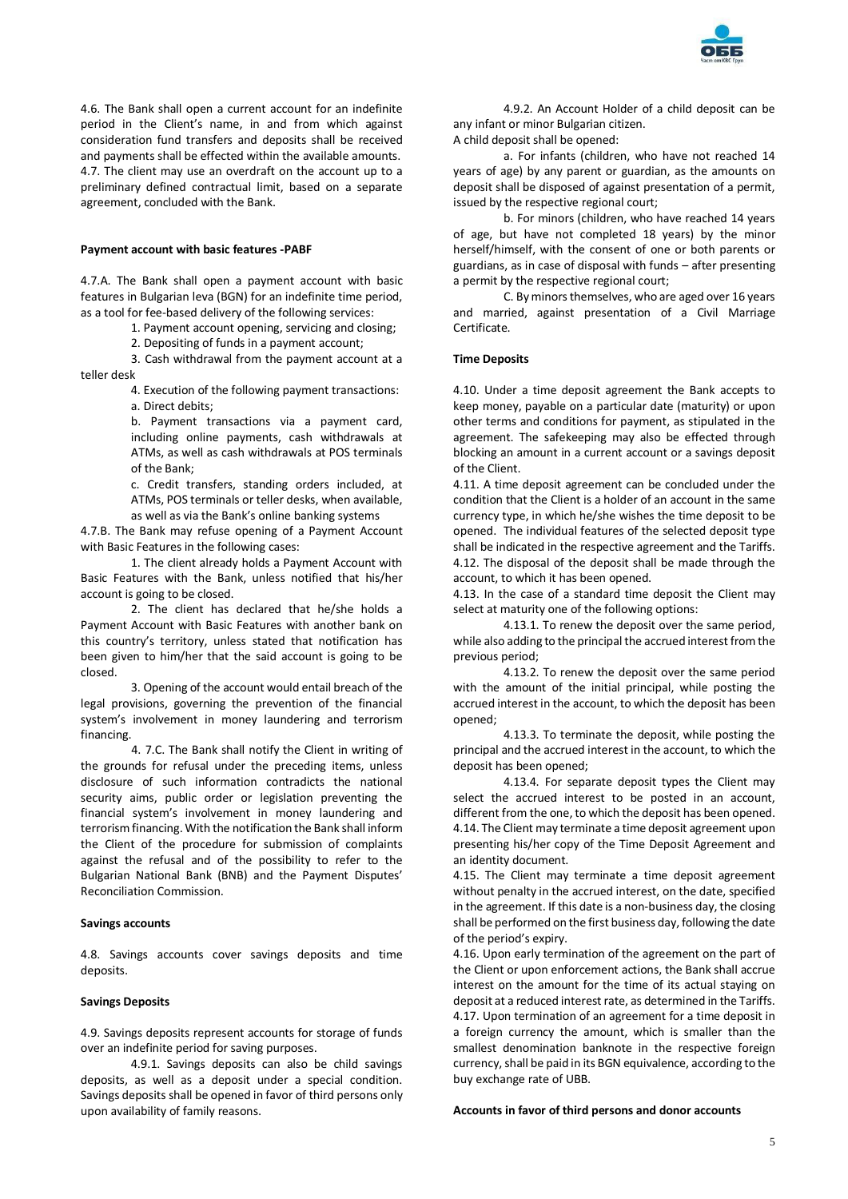4.6. The Bank shall open a current account for an indefinite period in the Client's name, in and from which against consideration fund transfers and deposits shall be received and payments shall be effected within the available amounts.
4.7. The client may use an overdraft on the account up to a preliminary defined contractual limit, based on a separate agreement, concluded with the Bank.

**Payment account with basic features -PABF**

4.7.A. The Bank shall open a payment account with basic features in Bulgarian leva (BGN) for an indefinite time period, as a tool for fee-based delivery of the following services:

1. Payment account opening, servicing and closing;
2. Depositing of funds in a payment account;
3. Cash withdrawal from the payment account at a teller desk
4. Execution of the following payment transactions:
   a. Direct debits;
   b. Payment transactions via a payment card, including online payments, cash withdrawals at ATMs, as well as cash withdrawals at POS terminals of the Bank;
   c. Credit transfers, standing orders included, at ATMs, POS terminals or teller desks, when available, as well as via the Bank's online banking systems

4.7.B. The Bank may refuse opening of a Payment Account with Basic Features in the following cases:

1. The client already holds a Payment Account with Basic Features with the Bank, unless notified that his/her account is going to be closed.
2. The client has declared that he/she holds a Payment Account with Basic Features with another bank on this country's territory, unless stated that notification has been given to him/her that the said account is going to be closed.
3. Opening of the account would entail breach of the legal provisions, governing the prevention of the financial system's involvement in money laundering and terrorism financing.
4. 7.C. The Bank shall notify the Client in writing of the grounds for refusal under the preceding items, unless disclosure of such information contradicts the national security aims, public order or legislation preventing the financial system's involvement in money laundering and terrorism financing. With the notification the Bank shall inform the Client of the procedure for submission of complaints against the refusal and of the possibility to refer to the Bulgarian National Bank (BNB) and the Payment Disputes' Reconciliation Commission.

**Savings accounts**

4.8. Savings accounts cover savings deposits and time deposits.

**Savings Deposits**

4.9. Savings deposits represent accounts for storage of funds over an indefinite period for saving purposes.

4.9.1. Savings deposits can also be child savings deposits, as well as a deposit under a special condition. Savings deposits shall be opened in favor of third persons only upon availability of family reasons.

4.9.2. An Account Holder of a child deposit can be any infant or minor Bulgarian citizen.
A child deposit shall be opened:

a. For infants (children, who have not reached 14 years of age) by any parent or guardian, as the amounts on deposit shall be disposed of against presentation of a permit, issued by the respective regional court;

b. For minors (children, who have reached 14 years of age, but have not completed 18 years) by the minor herself/himself, with the consent of one or both parents or guardians, as in case of disposal with funds – after presenting a permit by the respective regional court;

C. By minors themselves, who are aged over 16 years and married, against presentation of a Civil Marriage Certificate.

**Time Deposits**

4.10. Under a time deposit agreement the Bank accepts to keep money, payable on a particular date (maturity) or upon other terms and conditions for payment, as stipulated in the agreement. The safekeeping may also be effected through blocking an amount in a current account or a savings deposit of the Client.
4.11. A time deposit agreement can be concluded under the condition that the Client is a holder of an account in the same currency type, in which he/she wishes the time deposit to be opened. The individual features of the selected deposit type shall be indicated in the respective agreement and the Tariffs.
4.12. The disposal of the deposit shall be made through the account, to which it has been opened.
4.13. In the case of a standard time deposit the Client may select at maturity one of the following options:

4.13.1. To renew the deposit over the same period, while also adding to the principal the accrued interest from the previous period;

4.13.2. To renew the deposit over the same period with the amount of the initial principal, while posting the accrued interest in the account, to which the deposit has been opened;

4.13.3. To terminate the deposit, while posting the principal and the accrued interest in the account, to which the deposit has been opened;

4.13.4. For separate deposit types the Client may select the accrued interest to be posted in an account, different from the one, to which the deposit has been opened.

4.14. The Client may terminate a time deposit agreement upon presenting his/her copy of the Time Deposit Agreement and an identity document.
4.15. The Client may terminate a time deposit agreement without penalty in the accrued interest, on the date, specified in the agreement. If this date is a non-business day, the closing shall be performed on the first business day, following the date of the period's expiry.
4.16. Upon early termination of the agreement on the part of the Client or upon enforcement actions, the Bank shall accrue interest on the amount for the time of its actual staying on deposit at a reduced interest rate, as determined in the Tariffs.
4.17. Upon termination of an agreement for a time deposit in a foreign currency the amount, which is smaller than the smallest denomination banknote in the respective foreign currency, shall be paid in its BGN equivalence, according to the buy exchange rate of UBB.

**Accounts in favor of third persons and donor accounts**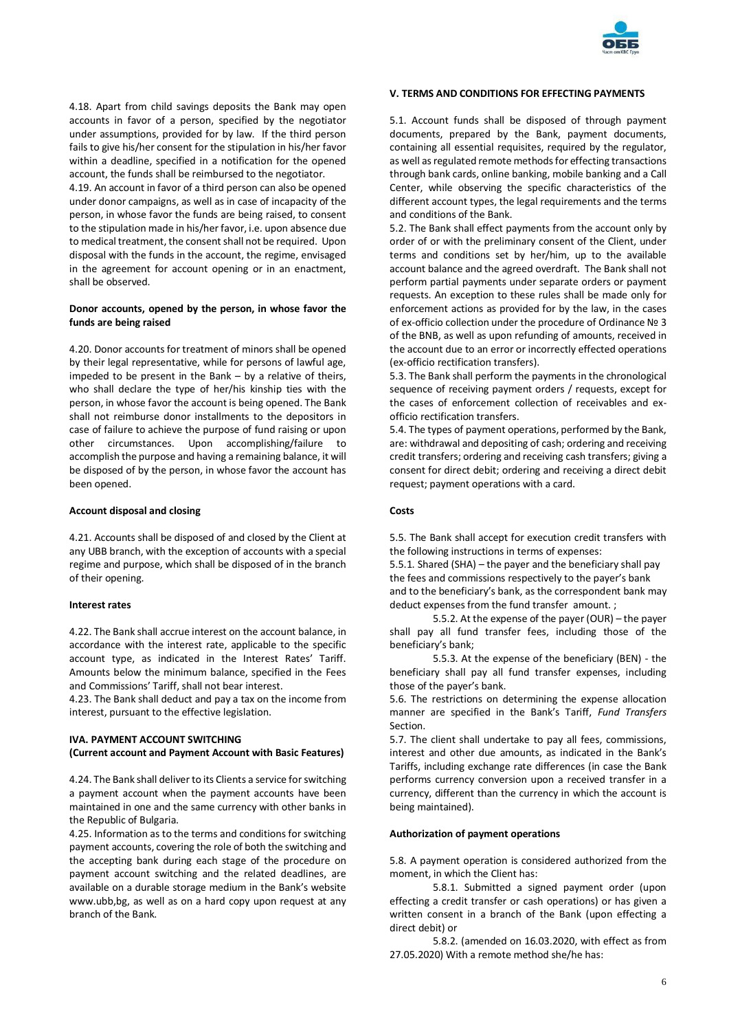4.18. Apart from child savings deposits the Bank may open accounts in favor of a person, specified by the negotiator under assumptions, provided for by law. If the third person fails to give his/her consent for the stipulation in his/her favor within a deadline, specified in a notification for the opened account, the funds shall be reimbursed to the negotiator.

4.19. An account in favor of a third person can also be opened under donor campaigns, as well as in case of incapacity of the person, in whose favor the funds are being raised, to consent to the stipulation made in his/her favor, i.e. upon absence due to medical treatment, the consent shall not be required. Upon disposal with the funds in the account, the regime, envisaged in the agreement for account opening or in an enactment, shall be observed.

**Donor accounts, opened by the person, in whose favor the funds are being raised**

4.20. Donor accounts for treatment of minors shall be opened by their legal representative, while for persons of lawful age, impeded to be present in the Bank – by a relative of theirs, who shall declare the type of her/his kinship ties with the person, in whose favor the account is being opened. The Bank shall not reimburse donor installments to the depositors in case of failure to achieve the purpose of fund raising or upon other circumstances. Upon accomplishing/failure to accomplish the purpose and having a remaining balance, it will be disposed of by the person, in whose favor the account has been opened.

**Account disposal and closing**

4.21. Accounts shall be disposed of and closed by the Client at any UBB branch, with the exception of accounts with a special regime and purpose, which shall be disposed of in the branch of their opening.

**Interest rates**

4.22. The Bank shall accrue interest on the account balance, in accordance with the interest rate, applicable to the specific account type, as indicated in the Interest Rates' Tariff. Amounts below the minimum balance, specified in the Fees and Commissions' Tariff, shall not bear interest.

4.23. The Bank shall deduct and pay a tax on the income from interest, pursuant to the effective legislation.

## IVA. PAYMENT ACCOUNT SWITCHING
**(Current account and Payment Account with Basic Features)**

4.24. The Bank shall deliver to its Clients a service for switching a payment account when the payment accounts have been maintained in one and the same currency with other banks in the Republic of Bulgaria.

4.25. Information as to the terms and conditions for switching payment accounts, covering the role of both the switching and the accepting bank during each stage of the procedure on payment account switching and the related deadlines, are available on a durable storage medium in the Bank's website www.ubb,bg, as well as on a hard copy upon request at any branch of the Bank.

## V. TERMS AND CONDITIONS FOR EFFECTING PAYMENTS

5.1. Account funds shall be disposed of through payment documents, prepared by the Bank, payment documents, containing all essential requisites, required by the regulator, as well as regulated remote methods for effecting transactions through bank cards, online banking, mobile banking and a Call Center, while observing the specific characteristics of the different account types, the legal requirements and the terms and conditions of the Bank.

5.2. The Bank shall effect payments from the account only by order of or with the preliminary consent of the Client, under terms and conditions set by her/him, up to the available account balance and the agreed overdraft. The Bank shall not perform partial payments under separate orders or payment requests. An exception to these rules shall be made only for enforcement actions as provided for by the law, in the cases of ex-officio collection under the procedure of Ordinance № 3 of the BNB, as well as upon refunding of amounts, received in the account due to an error or incorrectly effected operations (ex-officio rectification transfers).

5.3. The Bank shall perform the payments in the chronological sequence of receiving payment orders / requests, except for the cases of enforcement collection of receivables and ex-officio rectification transfers.

5.4. The types of payment operations, performed by the Bank, are: withdrawal and depositing of cash; ordering and receiving credit transfers; ordering and receiving cash transfers; giving a consent for direct debit; ordering and receiving a direct debit request; payment operations with a card.

**Costs**

5.5. The Bank shall accept for execution credit transfers with the following instructions in terms of expenses:

5.5.1. Shared (SHA) – the payer and the beneficiary shall pay the fees and commissions respectively to the payer's bank and to the beneficiary's bank, as the correspondent bank may deduct expenses from the fund transfer amount. ;

5.5.2. At the expense of the payer (OUR) – the payer shall pay all fund transfer fees, including those of the beneficiary's bank;

5.5.3. At the expense of the beneficiary (BEN) - the beneficiary shall pay all fund transfer expenses, including those of the payer's bank.

5.6. The restrictions on determining the expense allocation manner are specified in the Bank's Tariff, *Fund Transfers* Section.

5.7. The client shall undertake to pay all fees, commissions, interest and other due amounts, as indicated in the Bank's Tariffs, including exchange rate differences (in case the Bank performs currency conversion upon a received transfer in a currency, different than the currency in which the account is being maintained).

**Authorization of payment operations**

5.8. A payment operation is considered authorized from the moment, in which the Client has:

5.8.1. Submitted a signed payment order (upon effecting a credit transfer or cash operations) or has given a written consent in a branch of the Bank (upon effecting a direct debit) or

5.8.2. (amended on 16.03.2020, with effect as from 27.05.2020) With a remote method she/he has: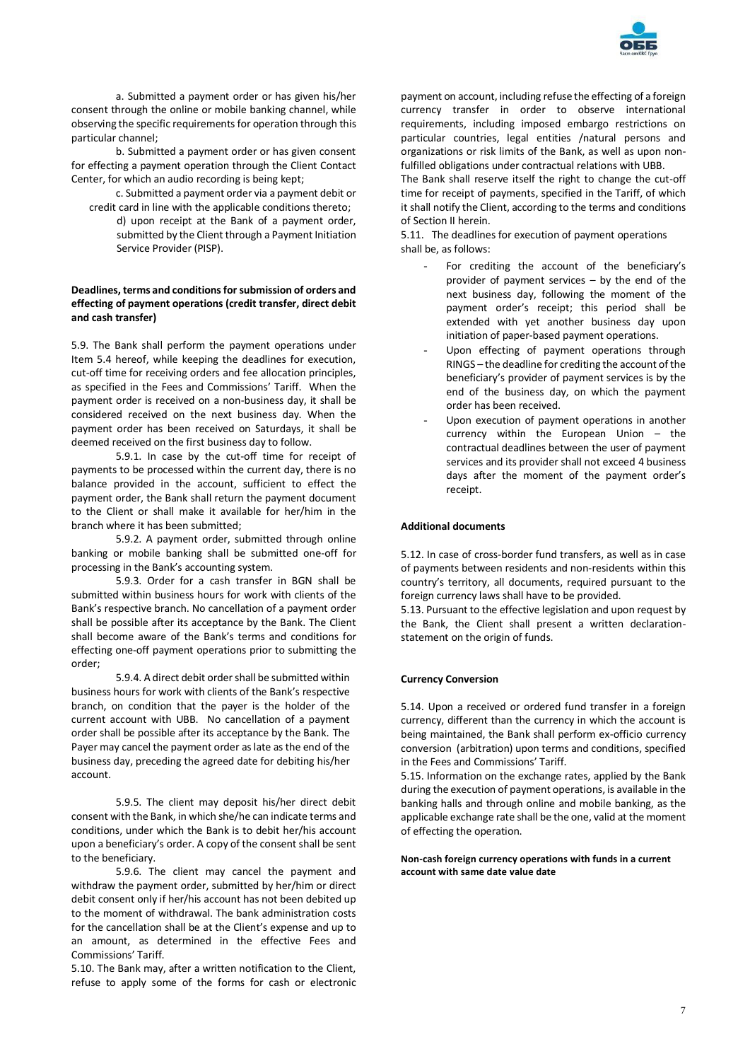a. Submitted a payment order or has given his/her consent through the online or mobile banking channel, while observing the specific requirements for operation through this particular channel;

b. Submitted a payment order or has given consent for effecting a payment operation through the Client Contact Center, for which an audio recording is being kept;

c. Submitted a payment order via a payment debit or credit card in line with the applicable conditions thereto;

d) upon receipt at the Bank of a payment order, submitted by the Client through a Payment Initiation Service Provider (PISP).

**Deadlines, terms and conditions for submission of orders and effecting of payment operations (credit transfer, direct debit and cash transfer)**

5.9. The Bank shall perform the payment operations under Item 5.4 hereof, while keeping the deadlines for execution, cut-off time for receiving orders and fee allocation principles, as specified in the Fees and Commissions' Tariff. When the payment order is received on a non-business day, it shall be considered received on the next business day. When the payment order has been received on Saturdays, it shall be deemed received on the first business day to follow.

5.9.1. In case by the cut-off time for receipt of payments to be processed within the current day, there is no balance provided in the account, sufficient to effect the payment order, the Bank shall return the payment document to the Client or shall make it available for her/him in the branch where it has been submitted;

5.9.2. A payment order, submitted through online banking or mobile banking shall be submitted one-off for processing in the Bank's accounting system.

5.9.3. Order for a cash transfer in BGN shall be submitted within business hours for work with clients of the Bank's respective branch. No cancellation of a payment order shall be possible after its acceptance by the Bank. The Client shall become aware of the Bank's terms and conditions for effecting one-off payment operations prior to submitting the order;

5.9.4. A direct debit order shall be submitted within business hours for work with clients of the Bank's respective branch, on condition that the payer is the holder of the current account with UBB. No cancellation of a payment order shall be possible after its acceptance by the Bank. The Payer may cancel the payment order as late as the end of the business day, preceding the agreed date for debiting his/her account.

5.9.5. The client may deposit his/her direct debit consent with the Bank, in which she/he can indicate terms and conditions, under which the Bank is to debit her/his account upon a beneficiary's order. A copy of the consent shall be sent to the beneficiary.

5.9.6. The client may cancel the payment and withdraw the payment order, submitted by her/him or direct debit consent only if her/his account has not been debited up to the moment of withdrawal. The bank administration costs for the cancellation shall be at the Client's expense and up to an amount, as determined in the effective Fees and Commissions' Tariff.

5.10. The Bank may, after a written notification to the Client, refuse to apply some of the forms for cash or electronic payment on account, including refuse the effecting of a foreign currency transfer in order to observe international requirements, including imposed embargo restrictions on particular countries, legal entities /natural persons and organizations or risk limits of the Bank, as well as upon non-fulfilled obligations under contractual relations with UBB.

The Bank shall reserve itself the right to change the cut-off time for receipt of payments, specified in the Tariff, of which it shall notify the Client, according to the terms and conditions of Section II herein.

5.11. The deadlines for execution of payment operations shall be, as follows:

- For crediting the account of the beneficiary's provider of payment services – by the end of the next business day, following the moment of the payment order's receipt; this period shall be extended with yet another business day upon initiation of paper-based payment operations.
- Upon effecting of payment operations through RINGS – the deadline for crediting the account of the beneficiary's provider of payment services is by the end of the business day, on which the payment order has been received.
- Upon execution of payment operations in another currency within the European Union – the contractual deadlines between the user of payment services and its provider shall not exceed 4 business days after the moment of the payment order's receipt.

**Additional documents**

5.12. In case of cross-border fund transfers, as well as in case of payments between residents and non-residents within this country's territory, all documents, required pursuant to the foreign currency laws shall have to be provided.

5.13. Pursuant to the effective legislation and upon request by the Bank, the Client shall present a written declaration-statement on the origin of funds.

**Currency Conversion**

5.14. Upon a received or ordered fund transfer in a foreign currency, different than the currency in which the account is being maintained, the Bank shall perform ex-officio currency conversion (arbitration) upon terms and conditions, specified in the Fees and Commissions' Tariff.

5.15. Information on the exchange rates, applied by the Bank during the execution of payment operations, is available in the banking halls and through online and mobile banking, as the applicable exchange rate shall be the one, valid at the moment of effecting the operation.

**Non-cash foreign currency operations with funds in a current account with same date value date**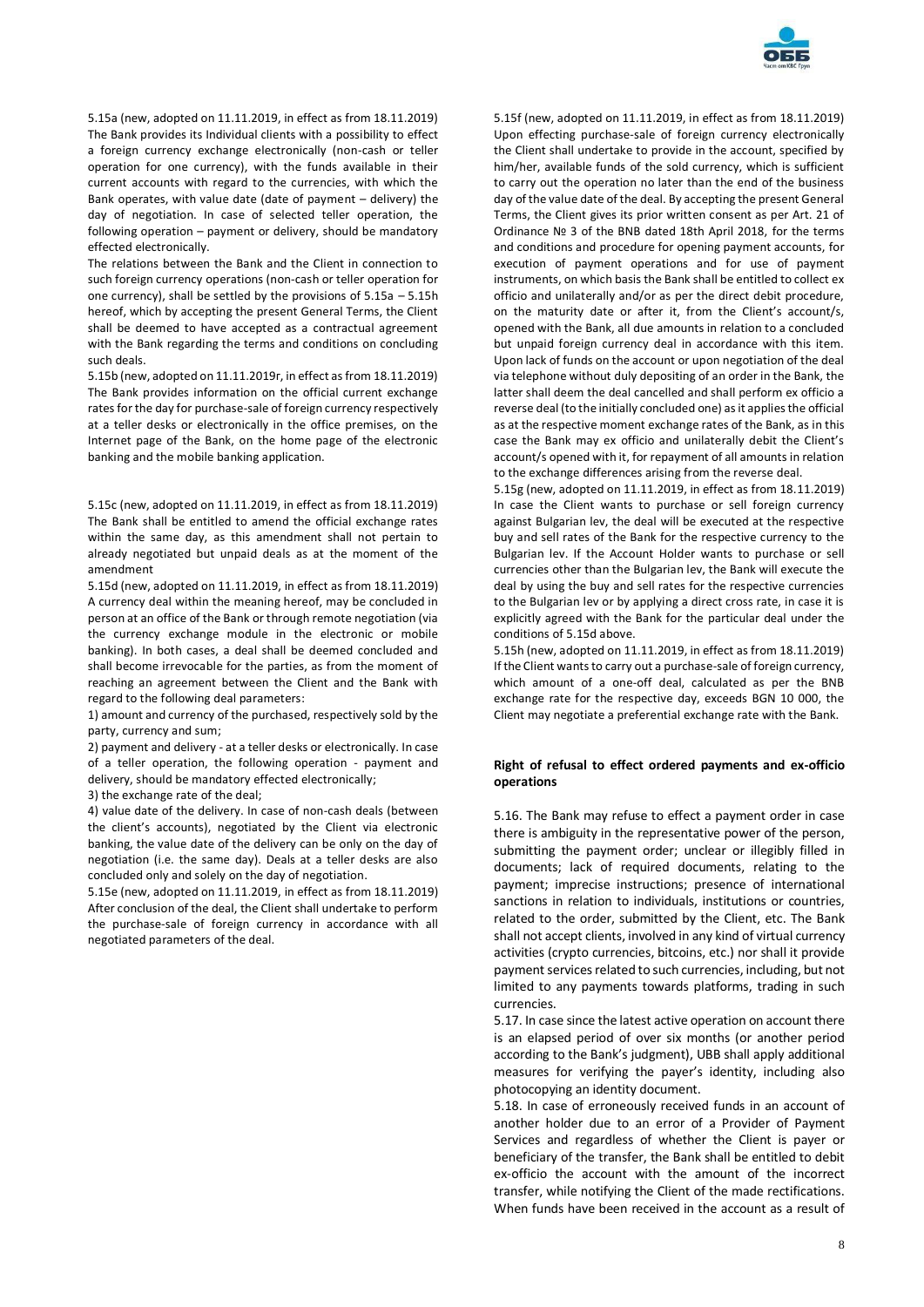5.15a (new, adopted on 11.11.2019, in effect as from 18.11.2019) The Bank provides its Individual clients with a possibility to effect a foreign currency exchange electronically (non-cash or teller operation for one currency), with the funds available in their current accounts with regard to the currencies, with which the Bank operates, with value date (date of payment – delivery) the day of negotiation. In case of selected teller operation, the following operation – payment or delivery, should be mandatory effected electronically.

The relations between the Bank and the Client in connection to such foreign currency operations (non-cash or teller operation for one currency), shall be settled by the provisions of 5.15a – 5.15h hereof, which by accepting the present General Terms, the Client shall be deemed to have accepted as a contractual agreement with the Bank regarding the terms and conditions on concluding such deals.

5.15b (new, adopted on 11.11.2019г, in effect as from 18.11.2019) The Bank provides information on the official current exchange rates for the day for purchase-sale of foreign currency respectively at a teller desks or electronically in the office premises, on the Internet page of the Bank, on the home page of the electronic banking and the mobile banking application.

5.15c (new, adopted on 11.11.2019, in effect as from 18.11.2019) The Bank shall be entitled to amend the official exchange rates within the same day, as this amendment shall not pertain to already negotiated but unpaid deals as at the moment of the amendment

5.15d (new, adopted on 11.11.2019, in effect as from 18.11.2019) A currency deal within the meaning hereof, may be concluded in person at an office of the Bank or through remote negotiation (via the currency exchange module in the electronic or mobile banking). In both cases, a deal shall be deemed concluded and shall become irrevocable for the parties, as from the moment of reaching an agreement between the Client and the Bank with regard to the following deal parameters:

1) amount and currency of the purchased, respectively sold by the party, currency and sum;

2) payment and delivery - at a teller desks or electronically. In case of a teller operation, the following operation - payment and delivery, should be mandatory effected electronically;

3) the exchange rate of the deal;

4) value date of the delivery. In case of non-cash deals (between the client's accounts), negotiated by the Client via electronic banking, the value date of the delivery can be only on the day of negotiation (i.e. the same day). Deals at a teller desks are also concluded only and solely on the day of negotiation.

5.15e (new, adopted on 11.11.2019, in effect as from 18.11.2019) After conclusion of the deal, the Client shall undertake to perform the purchase-sale of foreign currency in accordance with all negotiated parameters of the deal.

5.15f (new, adopted on 11.11.2019, in effect as from 18.11.2019) Upon effecting purchase-sale of foreign currency electronically the Client shall undertake to provide in the account, specified by him/her, available funds of the sold currency, which is sufficient to carry out the operation no later than the end of the business day of the value date of the deal. By accepting the present General Terms, the Client gives its prior written consent as per Art. 21 of Ordinance № 3 of the BNB dated 18th April 2018, for the terms and conditions and procedure for opening payment accounts, for execution of payment operations and for use of payment instruments, on which basis the Bank shall be entitled to collect ex officio and unilaterally and/or as per the direct debit procedure, on the maturity date or after it, from the Client's account/s, opened with the Bank, all due amounts in relation to a concluded but unpaid foreign currency deal in accordance with this item. Upon lack of funds on the account or upon negotiation of the deal via telephone without duly depositing of an order in the Bank, the latter shall deem the deal cancelled and shall perform ex officio a reverse deal (to the initially concluded one) as it applies the official as at the respective moment exchange rates of the Bank, as in this case the Bank may ex officio and unilaterally debit the Client's account/s opened with it, for repayment of all amounts in relation to the exchange differences arising from the reverse deal.

5.15g (new, adopted on 11.11.2019, in effect as from 18.11.2019) In case the Client wants to purchase or sell foreign currency against Bulgarian lev, the deal will be executed at the respective buy and sell rates of the Bank for the respective currency to the Bulgarian lev. If the Account Holder wants to purchase or sell currencies other than the Bulgarian lev, the Bank will execute the deal by using the buy and sell rates for the respective currencies to the Bulgarian lev or by applying a direct cross rate, in case it is explicitly agreed with the Bank for the particular deal under the conditions of 5.15d above.

5.15h (new, adopted on 11.11.2019, in effect as from 18.11.2019) If the Client wants to carry out a purchase-sale of foreign currency, which amount of a one-off deal, calculated as per the BNB exchange rate for the respective day, exceeds BGN 10 000, the Client may negotiate a preferential exchange rate with the Bank.

**Right of refusal to effect ordered payments and ex-officio operations**

5.16. The Bank may refuse to effect a payment order in case there is ambiguity in the representative power of the person, submitting the payment order; unclear or illegibly filled in documents; lack of required documents, relating to the payment; imprecise instructions; presence of international sanctions in relation to individuals, institutions or countries, related to the order, submitted by the Client, etc. The Bank shall not accept clients, involved in any kind of virtual currency activities (crypto currencies, bitcoins, etc.) nor shall it provide payment services related to such currencies, including, but not limited to any payments towards platforms, trading in such currencies.

5.17. In case since the latest active operation on account there is an elapsed period of over six months (or another period according to the Bank's judgment), UBB shall apply additional measures for verifying the payer's identity, including also photocopying an identity document.

5.18. In case of erroneously received funds in an account of another holder due to an error of a Provider of Payment Services and regardless of whether the Client is payer or beneficiary of the transfer, the Bank shall be entitled to debit ex-officio the account with the amount of the incorrect transfer, while notifying the Client of the made rectifications. When funds have been received in the account as a result of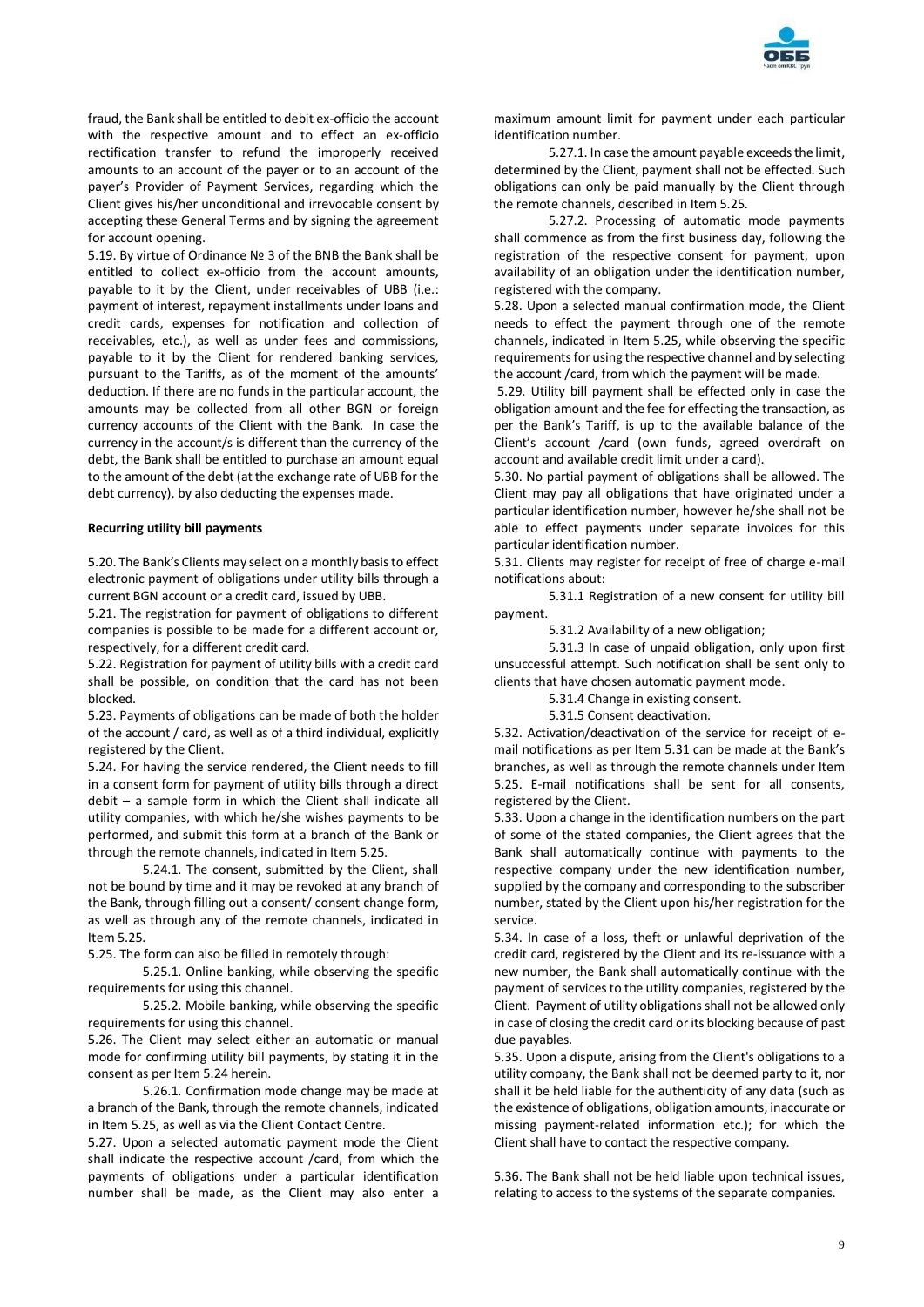fraud, the Bank shall be entitled to debit ex-officio the account with the respective amount and to effect an ex-officio rectification transfer to refund the improperly received amounts to an account of the payer or to an account of the payer's Provider of Payment Services, regarding which the Client gives his/her unconditional and irrevocable consent by accepting these General Terms and by signing the agreement for account opening.

5.19. By virtue of Ordinance № 3 of the BNB the Bank shall be entitled to collect ex-officio from the account amounts, payable to it by the Client, under receivables of UBB (i.e.: payment of interest, repayment installments under loans and credit cards, expenses for notification and collection of receivables, etc.), as well as under fees and commissions, payable to it by the Client for rendered banking services, pursuant to the Tariffs, as of the moment of the amounts' deduction. If there are no funds in the particular account, the amounts may be collected from all other BGN or foreign currency accounts of the Client with the Bank. In case the currency in the account/s is different than the currency of the debt, the Bank shall be entitled to purchase an amount equal to the amount of the debt (at the exchange rate of UBB for the debt currency), by also deducting the expenses made.

**Recurring utility bill payments**

5.20. The Bank's Clients may select on a monthly basis to effect electronic payment of obligations under utility bills through a current BGN account or a credit card, issued by UBB.

5.21. The registration for payment of obligations to different companies is possible to be made for a different account or, respectively, for a different credit card.

5.22. Registration for payment of utility bills with a credit card shall be possible, on condition that the card has not been blocked.

5.23. Payments of obligations can be made of both the holder of the account / card, as well as of a third individual, explicitly registered by the Client.

5.24. For having the service rendered, the Client needs to fill in a consent form for payment of utility bills through a direct debit – a sample form in which the Client shall indicate all utility companies, with which he/she wishes payments to be performed, and submit this form at a branch of the Bank or through the remote channels, indicated in Item 5.25.

5.24.1. The consent, submitted by the Client, shall not be bound by time and it may be revoked at any branch of the Bank, through filling out a consent/ consent change form, as well as through any of the remote channels, indicated in Item 5.25.

5.25. The form can also be filled in remotely through:

5.25.1. Online banking, while observing the specific requirements for using this channel.

5.25.2. Mobile banking, while observing the specific requirements for using this channel.

5.26. The Client may select either an automatic or manual mode for confirming utility bill payments, by stating it in the consent as per Item 5.24 herein.

5.26.1. Confirmation mode change may be made at a branch of the Bank, through the remote channels, indicated in Item 5.25, as well as via the Client Contact Centre.

5.27. Upon a selected automatic payment mode the Client shall indicate the respective account /card, from which the payments of obligations under a particular identification number shall be made, as the Client may also enter a maximum amount limit for payment under each particular identification number.

5.27.1. In case the amount payable exceeds the limit, determined by the Client, payment shall not be effected. Such obligations can only be paid manually by the Client through the remote channels, described in Item 5.25.

5.27.2. Processing of automatic mode payments shall commence as from the first business day, following the registration of the respective consent for payment, upon availability of an obligation under the identification number, registered with the company.

5.28. Upon a selected manual confirmation mode, the Client needs to effect the payment through one of the remote channels, indicated in Item 5.25, while observing the specific requirements for using the respective channel and by selecting the account /card, from which the payment will be made.

5.29. Utility bill payment shall be effected only in case the obligation amount and the fee for effecting the transaction, as per the Bank's Tariff, is up to the available balance of the Client's account /card (own funds, agreed overdraft on account and available credit limit under a card).

5.30. No partial payment of obligations shall be allowed. The Client may pay all obligations that have originated under a particular identification number, however he/she shall not be able to effect payments under separate invoices for this particular identification number.

5.31. Clients may register for receipt of free of charge e-mail notifications about:

5.31.1 Registration of a new consent for utility bill payment.

5.31.2 Availability of a new obligation;

5.31.3 In case of unpaid obligation, only upon first unsuccessful attempt. Such notification shall be sent only to clients that have chosen automatic payment mode.

5.31.4 Change in existing consent.

5.31.5 Consent deactivation.

5.32. Activation/deactivation of the service for receipt of e-mail notifications as per Item 5.31 can be made at the Bank's branches, as well as through the remote channels under Item 5.25. E-mail notifications shall be sent for all consents, registered by the Client.

5.33. Upon a change in the identification numbers on the part of some of the stated companies, the Client agrees that the Bank shall automatically continue with payments to the respective company under the new identification number, supplied by the company and corresponding to the subscriber number, stated by the Client upon his/her registration for the service.

5.34. In case of a loss, theft or unlawful deprivation of the credit card, registered by the Client and its re-issuance with a new number, the Bank shall automatically continue with the payment of services to the utility companies, registered by the Client. Payment of utility obligations shall not be allowed only in case of closing the credit card or its blocking because of past due payables.

5.35. Upon a dispute, arising from the Client's obligations to a utility company, the Bank shall not be deemed party to it, nor shall it be held liable for the authenticity of any data (such as the existence of obligations, obligation amounts, inaccurate or missing payment-related information etc.); for which the Client shall have to contact the respective company.

5.36. The Bank shall not be held liable upon technical issues, relating to access to the systems of the separate companies.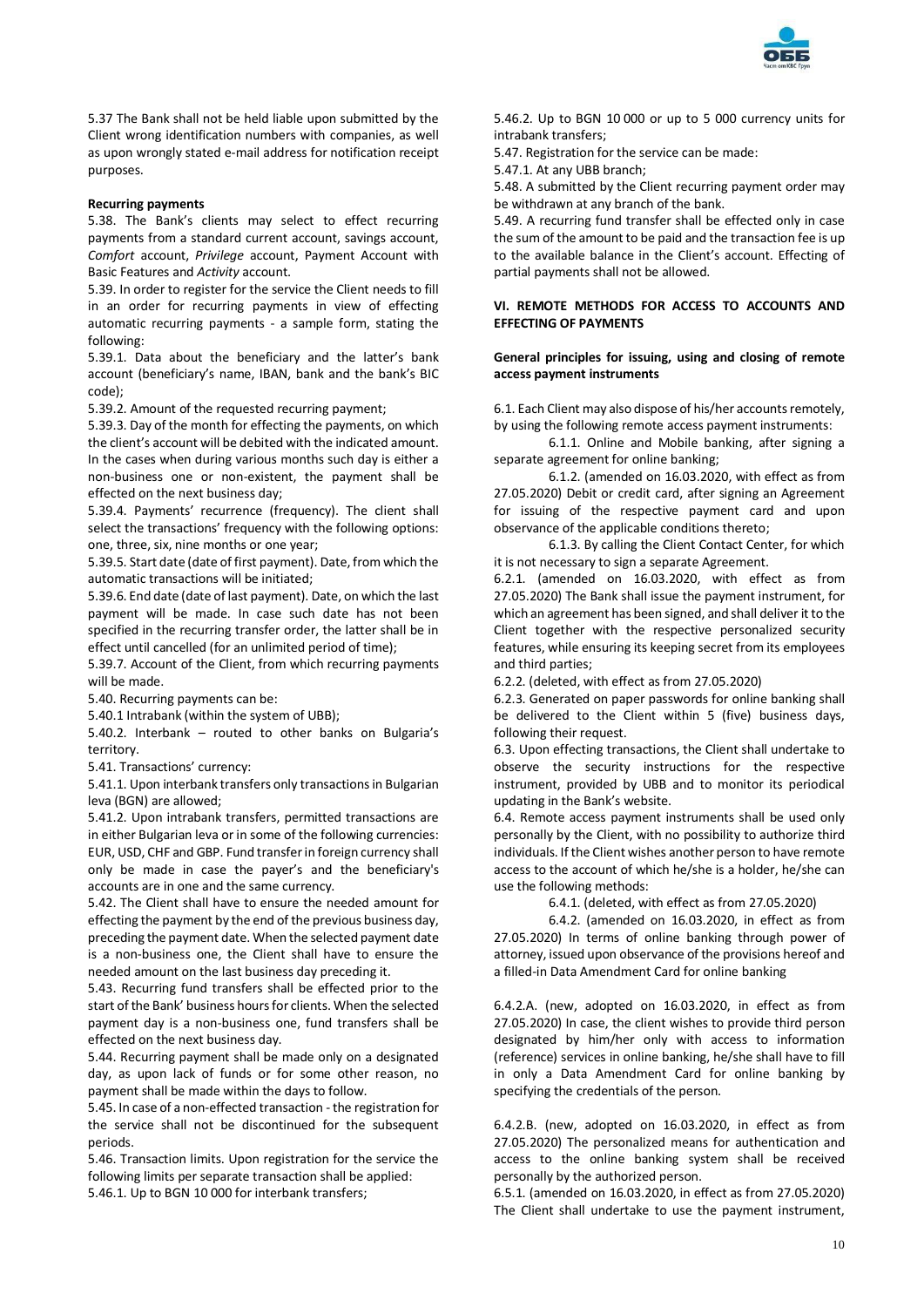5.37 The Bank shall not be held liable upon submitted by the Client wrong identification numbers with companies, as well as upon wrongly stated e-mail address for notification receipt purposes.

**Recurring payments**

5.38. The Bank's clients may select to effect recurring payments from a standard current account, savings account, *Comfort* account, *Privilege* account, Payment Account with Basic Features and *Activity* account.

5.39. In order to register for the service the Client needs to fill in an order for recurring payments in view of effecting automatic recurring payments - a sample form, stating the following:

5.39.1. Data about the beneficiary and the latter's bank account (beneficiary's name, IBAN, bank and the bank's BIC code);

5.39.2. Amount of the requested recurring payment;

5.39.3. Day of the month for effecting the payments, on which the client's account will be debited with the indicated amount. In the cases when during various months such day is either a non-business one or non-existent, the payment shall be effected on the next business day;

5.39.4. Payments' recurrence (frequency). The client shall select the transactions' frequency with the following options: one, three, six, nine months or one year;

5.39.5. Start date (date of first payment). Date, from which the automatic transactions will be initiated;

5.39.6. End date (date of last payment). Date, on which the last payment will be made. In case such date has not been specified in the recurring transfer order, the latter shall be in effect until cancelled (for an unlimited period of time);

5.39.7. Account of the Client, from which recurring payments will be made.

5.40. Recurring payments can be:

5.40.1 Intrabank (within the system of UBB);

5.40.2. Interbank – routed to other banks on Bulgaria's territory.

5.41. Transactions' currency:

5.41.1. Upon interbank transfers only transactions in Bulgarian leva (BGN) are allowed;

5.41.2. Upon intrabank transfers, permitted transactions are in either Bulgarian leva or in some of the following currencies: EUR, USD, CHF and GBP. Fund transfer in foreign currency shall only be made in case the payer's and the beneficiary's accounts are in one and the same currency.

5.42. The Client shall have to ensure the needed amount for effecting the payment by the end of the previous business day, preceding the payment date. When the selected payment date is a non-business one, the Client shall have to ensure the needed amount on the last business day preceding it.

5.43. Recurring fund transfers shall be effected prior to the start of the Bank' business hours for clients. When the selected payment day is a non-business one, fund transfers shall be effected on the next business day.

5.44. Recurring payment shall be made only on a designated day, as upon lack of funds or for some other reason, no payment shall be made within the days to follow.

5.45. In case of a non-effected transaction - the registration for the service shall not be discontinued for the subsequent periods.

5.46. Transaction limits. Upon registration for the service the following limits per separate transaction shall be applied:

5.46.1. Up to BGN 10 000 for interbank transfers;

5.46.2. Up to BGN 10 000 or up to 5 000 currency units for intrabank transfers;

5.47. Registration for the service can be made:

5.47.1. At any UBB branch;

5.48. A submitted by the Client recurring payment order may be withdrawn at any branch of the bank.

5.49. A recurring fund transfer shall be effected only in case the sum of the amount to be paid and the transaction fee is up to the available balance in the Client's account. Effecting of partial payments shall not be allowed.

## VI. REMOTE METHODS FOR ACCESS TO ACCOUNTS AND EFFECTING OF PAYMENTS

**General principles for issuing, using and closing of remote access payment instruments**

6.1. Each Client may also dispose of his/her accounts remotely, by using the following remote access payment instruments:

6.1.1. Online and Mobile banking, after signing a separate agreement for online banking;

6.1.2. (amended on 16.03.2020, with effect as from 27.05.2020) Debit or credit card, after signing an Agreement for issuing of the respective payment card and upon observance of the applicable conditions thereto;

6.1.3. By calling the Client Contact Center, for which it is not necessary to sign a separate Agreement.

6.2.1. (amended on 16.03.2020, with effect as from 27.05.2020) The Bank shall issue the payment instrument, for which an agreement has been signed, and shall deliver it to the Client together with the respective personalized security features, while ensuring its keeping secret from its employees and third parties;

6.2.2. (deleted, with effect as from 27.05.2020)

6.2.3. Generated on paper passwords for online banking shall be delivered to the Client within 5 (five) business days, following their request.

6.3. Upon effecting transactions, the Client shall undertake to observe the security instructions for the respective instrument, provided by UBB and to monitor its periodical updating in the Bank's website.

6.4. Remote access payment instruments shall be used only personally by the Client, with no possibility to authorize third individuals. If the Client wishes another person to have remote access to the account of which he/she is a holder, he/she can use the following methods:

6.4.1. (deleted, with effect as from 27.05.2020)

6.4.2. (amended on 16.03.2020, in effect as from 27.05.2020) In terms of online banking through power of attorney, issued upon observance of the provisions hereof and a filled-in Data Amendment Card for online banking

6.4.2.A. (new, adopted on 16.03.2020, in effect as from 27.05.2020) In case, the client wishes to provide third person designated by him/her only with access to information (reference) services in online banking, he/she shall have to fill in only a Data Amendment Card for online banking by specifying the credentials of the person.

6.4.2.B. (new, adopted on 16.03.2020, in effect as from 27.05.2020) The personalized means for authentication and access to the online banking system shall be received personally by the authorized person.

6.5.1. (amended on 16.03.2020, in effect as from 27.05.2020) The Client shall undertake to use the payment instrument,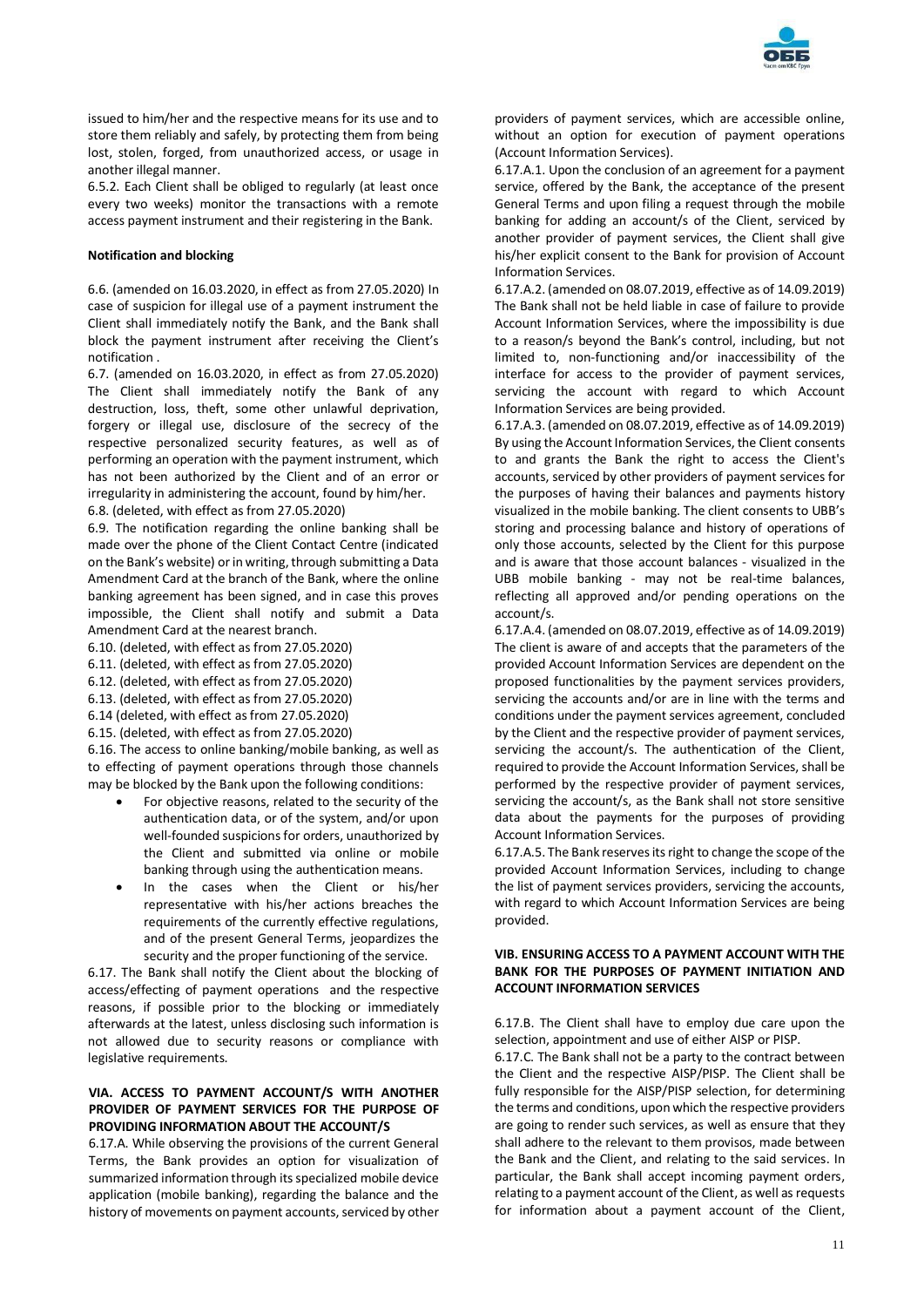issued to him/her and the respective means for its use and to store them reliably and safely, by protecting them from being lost, stolen, forged, from unauthorized access, or usage in another illegal manner.

6.5.2. Each Client shall be obliged to regularly (at least once every two weeks) monitor the transactions with a remote access payment instrument and their registering in the Bank.

**Notification and blocking**

6.6. (amended on 16.03.2020, in effect as from 27.05.2020) In case of suspicion for illegal use of a payment instrument the Client shall immediately notify the Bank, and the Bank shall block the payment instrument after receiving the Client's notification .

6.7. (amended on 16.03.2020, in effect as from 27.05.2020) The Client shall immediately notify the Bank of any destruction, loss, theft, some other unlawful deprivation, forgery or illegal use, disclosure of the secrecy of the respective personalized security features, as well as of performing an operation with the payment instrument, which has not been authorized by the Client and of an error or irregularity in administering the account, found by him/her.

6.8. (deleted, with effect as from 27.05.2020)

6.9. The notification regarding the online banking shall be made over the phone of the Client Contact Centre (indicated on the Bank's website) or in writing, through submitting a Data Amendment Card at the branch of the Bank, where the online banking agreement has been signed, and in case this proves impossible, the Client shall notify and submit a Data Amendment Card at the nearest branch.

6.10. (deleted, with effect as from 27.05.2020)

6.11. (deleted, with effect as from 27.05.2020)

6.12. (deleted, with effect as from 27.05.2020)

6.13. (deleted, with effect as from 27.05.2020)

6.14 (deleted, with effect as from 27.05.2020)

6.15. (deleted, with effect as from 27.05.2020)

6.16. The access to online banking/mobile banking, as well as to effecting of payment operations through those channels may be blocked by the Bank upon the following conditions:

- For objective reasons, related to the security of the authentication data, or of the system, and/or upon well-founded suspicions for orders, unauthorized by the Client and submitted via online or mobile banking through using the authentication means.
- In the cases when the Client or his/her representative with his/her actions breaches the requirements of the currently effective regulations, and of the present General Terms, jeopardizes the security and the proper functioning of the service.

6.17. The Bank shall notify the Client about the blocking of access/effecting of payment operations and the respective reasons, if possible prior to the blocking or immediately afterwards at the latest, unless disclosing such information is not allowed due to security reasons or compliance with legislative requirements.

### VIA. ACCESS TO PAYMENT ACCOUNT/S WITH ANOTHER PROVIDER OF PAYMENT SERVICES FOR THE PURPOSE OF PROVIDING INFORMATION ABOUT THE ACCOUNT/S

6.17.A. While observing the provisions of the current General Terms, the Bank provides an option for visualization of summarized information through its specialized mobile device application (mobile banking), regarding the balance and the history of movements on payment accounts, serviced by other providers of payment services, which are accessible online, without an option for execution of payment operations (Account Information Services).

6.17.A.1. Upon the conclusion of an agreement for a payment service, offered by the Bank, the acceptance of the present General Terms and upon filing a request through the mobile banking for adding an account/s of the Client, serviced by another provider of payment services, the Client shall give his/her explicit consent to the Bank for provision of Account Information Services.

6.17.A.2. (amended on 08.07.2019, effective as of 14.09.2019) The Bank shall not be held liable in case of failure to provide Account Information Services, where the impossibility is due to a reason/s beyond the Bank's control, including, but not limited to, non-functioning and/or inaccessibility of the interface for access to the provider of payment services, servicing the account with regard to which Account Information Services are being provided.

6.17.A.3. (amended on 08.07.2019, effective as of 14.09.2019) By using the Account Information Services, the Client consents to and grants the Bank the right to access the Client's accounts, serviced by other providers of payment services for the purposes of having their balances and payments history visualized in the mobile banking. The client consents to UBB's storing and processing balance and history of operations of only those accounts, selected by the Client for this purpose and is aware that those account balances - visualized in the UBB mobile banking - may not be real-time balances, reflecting all approved and/or pending operations on the account/s.

6.17.A.4. (amended on 08.07.2019, effective as of 14.09.2019) The client is aware of and accepts that the parameters of the provided Account Information Services are dependent on the proposed functionalities by the payment services providers, servicing the accounts and/or are in line with the terms and conditions under the payment services agreement, concluded by the Client and the respective provider of payment services, servicing the account/s. The authentication of the Client, required to provide the Account Information Services, shall be performed by the respective provider of payment services, servicing the account/s, as the Bank shall not store sensitive data about the payments for the purposes of providing Account Information Services.

6.17.A.5. The Bank reserves its right to change the scope of the provided Account Information Services, including to change the list of payment services providers, servicing the accounts, with regard to which Account Information Services are being provided.

### VIB. ENSURING ACCESS TO A PAYMENT ACCOUNT WITH THE BANK FOR THE PURPOSES OF PAYMENT INITIATION AND ACCOUNT INFORMATION SERVICES

6.17.B. The Client shall have to employ due care upon the selection, appointment and use of either AISP or PISP.

6.17.C. The Bank shall not be a party to the contract between the Client and the respective AISP/PISP. The Client shall be fully responsible for the AISP/PISP selection, for determining the terms and conditions, upon which the respective providers are going to render such services, as well as ensure that they shall adhere to the relevant to them provisos, made between the Bank and the Client, and relating to the said services. In particular, the Bank shall accept incoming payment orders, relating to a payment account of the Client, as well as requests for information about a payment account of the Client,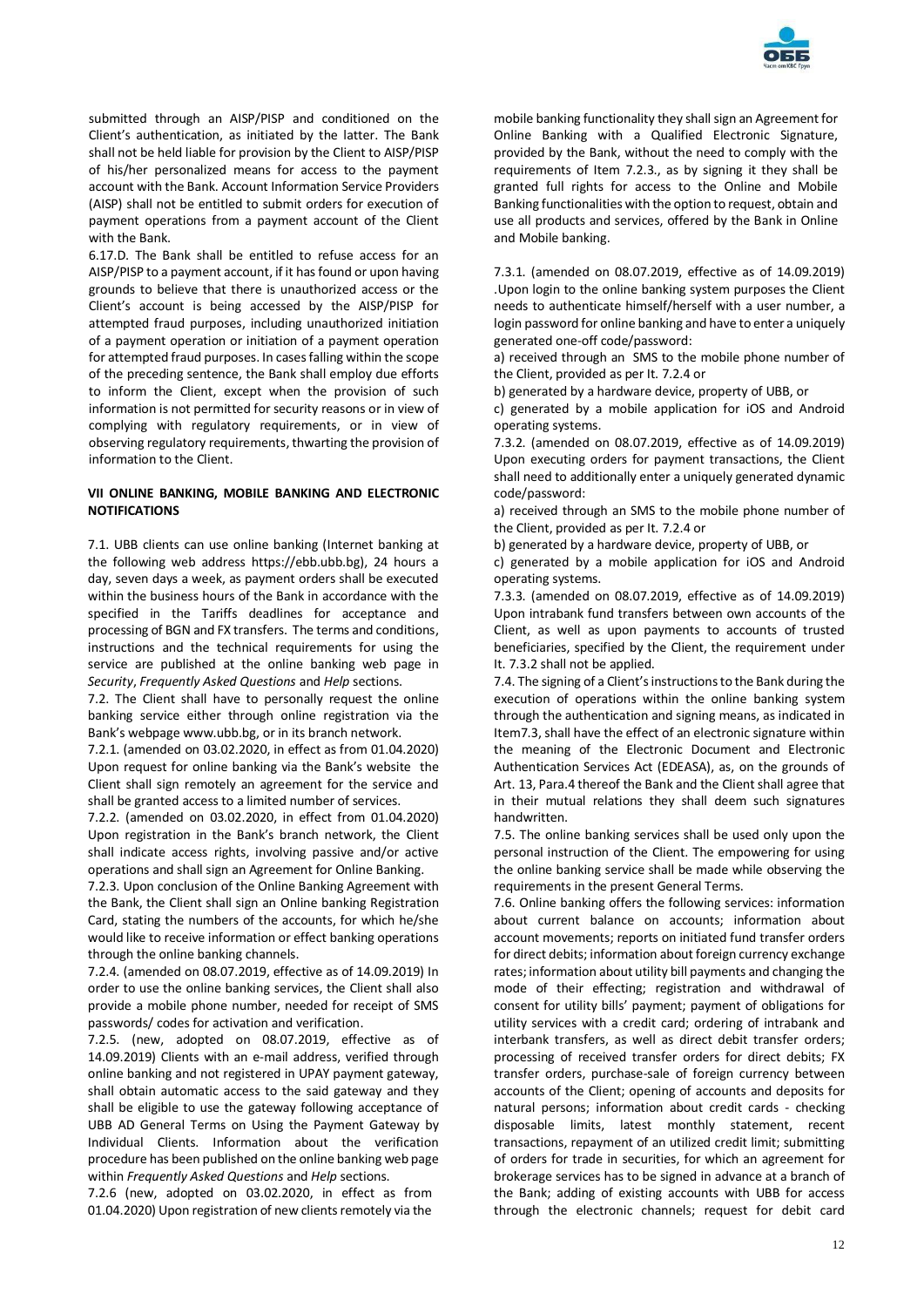submitted through an AISP/PISP and conditioned on the Client's authentication, as initiated by the latter. The Bank shall not be held liable for provision by the Client to AISP/PISP of his/her personalized means for access to the payment account with the Bank. Account Information Service Providers (AISP) shall not be entitled to submit orders for execution of payment operations from a payment account of the Client with the Bank.

6.17.D. The Bank shall be entitled to refuse access for an AISP/PISP to a payment account, if it has found or upon having grounds to believe that there is unauthorized access or the Client's account is being accessed by the AISP/PISP for attempted fraud purposes, including unauthorized initiation of a payment operation or initiation of a payment operation for attempted fraud purposes. In cases falling within the scope of the preceding sentence, the Bank shall employ due efforts to inform the Client, except when the provision of such information is not permitted for security reasons or in view of complying with regulatory requirements, or in view of observing regulatory requirements, thwarting the provision of information to the Client.

## VII ONLINE BANKING, MOBILE BANKING AND ELECTRONIC NOTIFICATIONS

7.1. UBB clients can use online banking (Internet banking at the following web address https://ebb.ubb.bg), 24 hours a day, seven days a week, as payment orders shall be executed within the business hours of the Bank in accordance with the specified in the Tariffs deadlines for acceptance and processing of BGN and FX transfers. The terms and conditions, instructions and the technical requirements for using the service are published at the online banking web page in *Security*, *Frequently Asked Questions* and *Help* sections.

7.2. The Client shall have to personally request the online banking service either through online registration via the Bank's webpage www.ubb.bg, or in its branch network.

7.2.1. (amended on 03.02.2020, in effect as from 01.04.2020) Upon request for online banking via the Bank's website the Client shall sign remotely an agreement for the service and shall be granted access to a limited number of services.

7.2.2. (amended on 03.02.2020, in effect from 01.04.2020) Upon registration in the Bank's branch network, the Client shall indicate access rights, involving passive and/or active operations and shall sign an Agreement for Online Banking.

7.2.3. Upon conclusion of the Online Banking Agreement with the Bank, the Client shall sign an Online banking Registration Card, stating the numbers of the accounts, for which he/she would like to receive information or effect banking operations through the online banking channels.

7.2.4. (amended on 08.07.2019, effective as of 14.09.2019) In order to use the online banking services, the Client shall also provide a mobile phone number, needed for receipt of SMS passwords/ codes for activation and verification.

7.2.5. (new, adopted on 08.07.2019, effective as of 14.09.2019) Clients with an e-mail address, verified through online banking and not registered in UPAY payment gateway, shall obtain automatic access to the said gateway and they shall be eligible to use the gateway following acceptance of UBB AD General Terms on Using the Payment Gateway by Individual Clients. Information about the verification procedure has been published on the online banking web page within *Frequently Asked Questions* and *Help* sections.

7.2.6 (new, adopted on 03.02.2020, in effect as from 01.04.2020) Upon registration of new clients remotely via the mobile banking functionality they shall sign an Agreement for Online Banking with a Qualified Electronic Signature, provided by the Bank, without the need to comply with the requirements of Item 7.2.3., as by signing it they shall be granted full rights for access to the Online and Mobile Banking functionalities with the option to request, obtain and use all products and services, offered by the Bank in Online and Mobile banking.

7.3.1. (amended on 08.07.2019, effective as of 14.09.2019) .Upon login to the online banking system purposes the Client needs to authenticate himself/herself with a user number, a login password for online banking and have to enter a uniquely generated one-off code/password:

a) received through an SMS to the mobile phone number of the Client, provided as per It. 7.2.4 or

b) generated by a hardware device, property of UBB, or

c) generated by a mobile application for iOS and Android operating systems.

7.3.2. (amended on 08.07.2019, effective as of 14.09.2019) Upon executing orders for payment transactions, the Client shall need to additionally enter a uniquely generated dynamic code/password:

a) received through an SMS to the mobile phone number of the Client, provided as per It. 7.2.4 or

b) generated by a hardware device, property of UBB, or

c) generated by a mobile application for iOS and Android operating systems.

7.3.3. (amended on 08.07.2019, effective as of 14.09.2019) Upon intrabank fund transfers between own accounts of the Client, as well as upon payments to accounts of trusted beneficiaries, specified by the Client, the requirement under It. 7.3.2 shall not be applied.

7.4. The signing of a Client's instructions to the Bank during the execution of operations within the online banking system through the authentication and signing means, as indicated in Item7.3, shall have the effect of an electronic signature within the meaning of the Electronic Document and Electronic Authentication Services Act (EDEASA), as, on the grounds of Art. 13, Para.4 thereof the Bank and the Client shall agree that in their mutual relations they shall deem such signatures handwritten.

7.5. The online banking services shall be used only upon the personal instruction of the Client. The empowering for using the online banking service shall be made while observing the requirements in the present General Terms.

7.6. Online banking offers the following services: information about current balance on accounts; information about account movements; reports on initiated fund transfer orders for direct debits; information about foreign currency exchange rates; information about utility bill payments and changing the mode of their effecting; registration and withdrawal of consent for utility bills' payment; payment of obligations for utility services with a credit card; ordering of intrabank and interbank transfers, as well as direct debit transfer orders; processing of received transfer orders for direct debits; FX transfer orders, purchase-sale of foreign currency between accounts of the Client; opening of accounts and deposits for natural persons; information about credit cards - checking disposable limits, latest monthly statement, recent transactions, repayment of an utilized credit limit; submitting of orders for trade in securities, for which an agreement for brokerage services has to be signed in advance at a branch of the Bank; adding of existing accounts with UBB for access through the electronic channels; request for debit card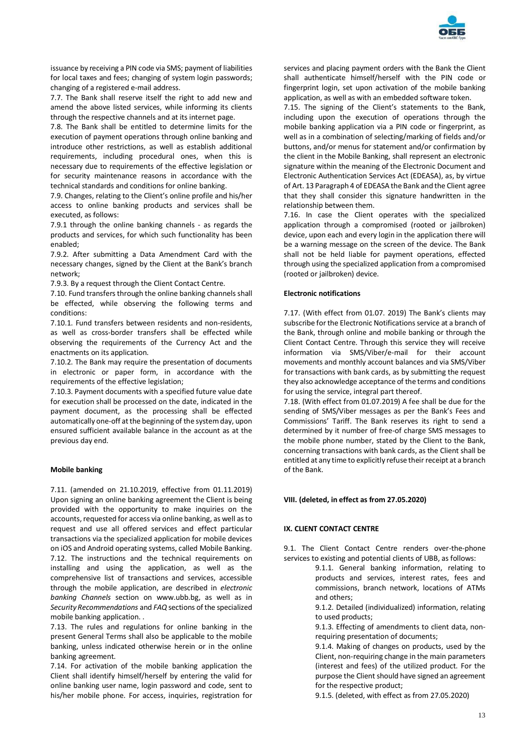issuance by receiving a PIN code via SMS; payment of liabilities for local taxes and fees; changing of system login passwords; changing of a registered e-mail address.

7.7. The Bank shall reserve itself the right to add new and amend the above listed services, while informing its clients through the respective channels and at its internet page.

7.8. The Bank shall be entitled to determine limits for the execution of payment operations through online banking and introduce other restrictions, as well as establish additional requirements, including procedural ones, when this is necessary due to requirements of the effective legislation or for security maintenance reasons in accordance with the technical standards and conditions for online banking.

7.9. Changes, relating to the Client's online profile and his/her access to online banking products and services shall be executed, as follows:

7.9.1 through the online banking channels - as regards the products and services, for which such functionality has been enabled;

7.9.2. After submitting a Data Amendment Card with the necessary changes, signed by the Client at the Bank's branch network;

7.9.3. By a request through the Client Contact Centre.

7.10. Fund transfers through the online banking channels shall be effected, while observing the following terms and conditions:

7.10.1. Fund transfers between residents and non-residents, as well as cross-border transfers shall be effected while observing the requirements of the Currency Act and the enactments on its application.

7.10.2. The Bank may require the presentation of documents in electronic or paper form, in accordance with the requirements of the effective legislation;

7.10.3. Payment documents with a specified future value date for execution shall be processed on the date, indicated in the payment document, as the processing shall be effected automatically one-off at the beginning of the system day, upon ensured sufficient available balance in the account as at the previous day end.

**Mobile banking**

7.11. (amended on 21.10.2019, effective from 01.11.2019) Upon signing an online banking agreement the Client is being provided with the opportunity to make inquiries on the accounts, requested for access via online banking, as well as to request and use all offered services and effect particular transactions via the specialized application for mobile devices on iOS and Android operating systems, called Mobile Banking.

7.12. The instructions and the technical requirements on installing and using the application, as well as the comprehensive list of transactions and services, accessible through the mobile application, are described in *electronic banking Channels* section on www.ubb.bg, as well as in *Security Recommendations* and *FAQ* sections of the specialized mobile banking application. .

7.13. The rules and regulations for online banking in the present General Terms shall also be applicable to the mobile banking, unless indicated otherwise herein or in the online banking agreement.

7.14. For activation of the mobile banking application the Client shall identify himself/herself by entering the valid for online banking user name, login password and code, sent to his/her mobile phone. For access, inquiries, registration for services and placing payment orders with the Bank the Client shall authenticate himself/herself with the PIN code or fingerprint login, set upon activation of the mobile banking application, as well as with an embedded software token.

7.15. The signing of the Client's statements to the Bank, including upon the execution of operations through the mobile banking application via a PIN code or fingerprint, as well as in a combination of selecting/marking of fields and/or buttons, and/or menus for statement and/or confirmation by the client in the Mobile Banking, shall represent an electronic signature within the meaning of the Electronic Document and Electronic Authentication Services Act (EDEASA), as, by virtue of Art. 13 Paragraph 4 of EDEASA the Bank and the Client agree that they shall consider this signature handwritten in the relationship between them.

7.16. In case the Client operates with the specialized application through a compromised (rooted or jailbroken) device, upon each and every login in the application there will be a warning message on the screen of the device. The Bank shall not be held liable for payment operations, effected through using the specialized application from a compromised (rooted or jailbroken) device.

**Electronic notifications**

7.17. (With effect from 01.07. 2019) The Bank's clients may subscribe for the Electronic Notifications service at a branch of the Bank, through online and mobile banking or through the Client Contact Centre. Through this service they will receive information via SMS/Viber/e-mail for their account movements and monthly account balances and via SMS/Viber for transactions with bank cards, as by submitting the request they also acknowledge acceptance of the terms and conditions for using the service, integral part thereof.

7.18. (With effect from 01.07.2019) A fee shall be due for the sending of SMS/Viber messages as per the Bank's Fees and Commissions' Tariff. The Bank reserves its right to send a determined by it number of free-of charge SMS messages to the mobile phone number, stated by the Client to the Bank, concerning transactions with bank cards, as the Client shall be entitled at any time to explicitly refuse their receipt at a branch of the Bank.

**VIII. (deleted, in effect as from 27.05.2020)**

**IX. CLIENT CONTACT CENTRE**

9.1. The Client Contact Centre renders over-the-phone services to existing and potential clients of UBB, as follows:

9.1.1. General banking information, relating to products and services, interest rates, fees and commissions, branch network, locations of ATMs and others;

9.1.2. Detailed (individualized) information, relating to used products;

9.1.3. Effecting of amendments to client data, non-requiring presentation of documents;

9.1.4. Making of changes on products, used by the Client, non-requiring change in the main parameters (interest and fees) of the utilized product. For the purpose the Client should have signed an agreement for the respective product;

9.1.5. (deleted, with effect as from 27.05.2020)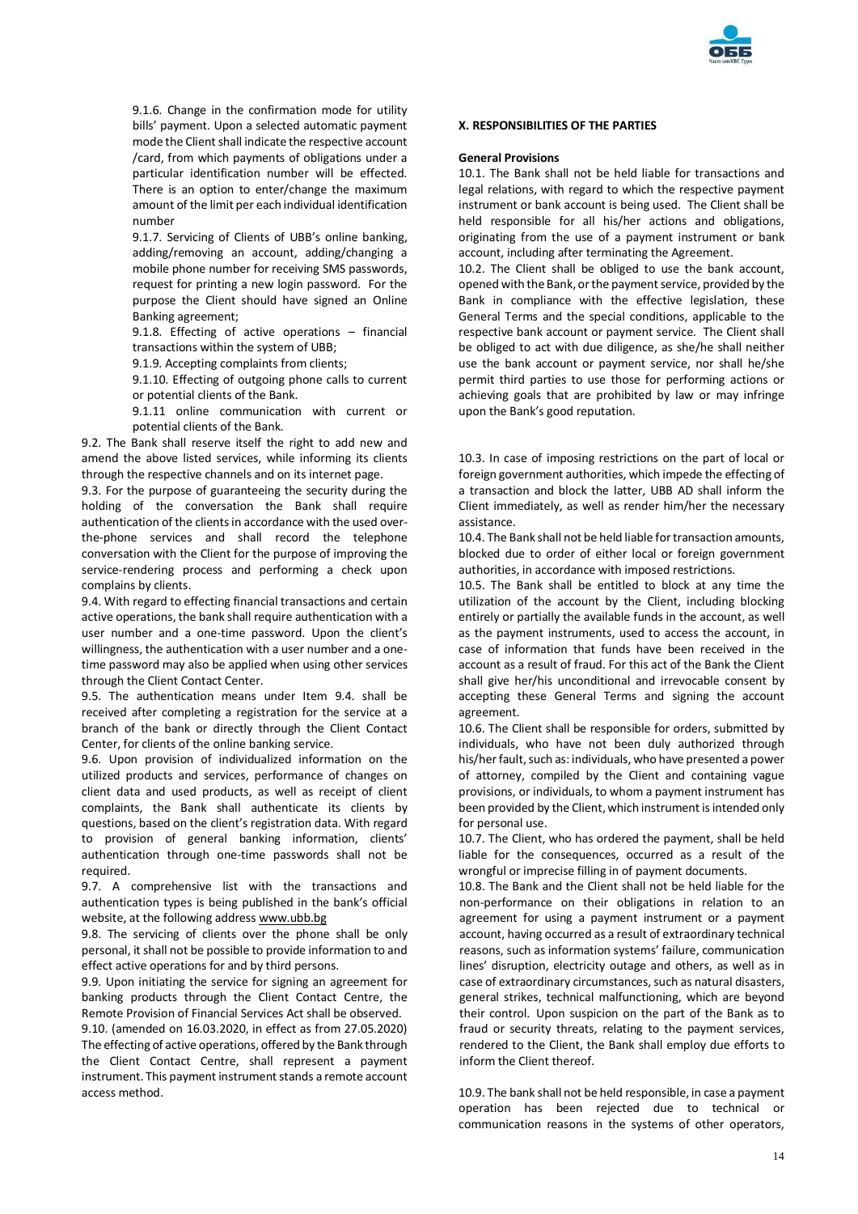9.1.6. Change in the confirmation mode for utility bills' payment. Upon a selected automatic payment mode the Client shall indicate the respective account /card, from which payments of obligations under a particular identification number will be effected. There is an option to enter/change the maximum amount of the limit per each individual identification number

9.1.7. Servicing of Clients of UBB's online banking, adding/removing an account, adding/changing a mobile phone number for receiving SMS passwords, request for printing a new login password. For the purpose the Client should have signed an Online Banking agreement;

9.1.8. Effecting of active operations – financial transactions within the system of UBB;

9.1.9. Accepting complaints from clients;

9.1.10. Effecting of outgoing phone calls to current or potential clients of the Bank.

9.1.11 online communication with current or potential clients of the Bank.

9.2. The Bank shall reserve itself the right to add new and amend the above listed services, while informing its clients through the respective channels and on its internet page.

9.3. For the purpose of guaranteeing the security during the holding of the conversation the Bank shall require authentication of the clients in accordance with the used over-the-phone services and shall record the telephone conversation with the Client for the purpose of improving the service-rendering process and performing a check upon complains by clients.

9.4. With regard to effecting financial transactions and certain active operations, the bank shall require authentication with a user number and a one-time password. Upon the client's willingness, the authentication with a user number and a one-time password may also be applied when using other services through the Client Contact Center.

9.5. The authentication means under Item 9.4. shall be received after completing a registration for the service at a branch of the bank or directly through the Client Contact Center, for clients of the online banking service.

9.6. Upon provision of individualized information on the utilized products and services, performance of changes on client data and used products, as well as receipt of client complaints, the Bank shall authenticate its clients by questions, based on the client's registration data. With regard to provision of general banking information, clients' authentication through one-time passwords shall not be required.

9.7. A comprehensive list with the transactions and authentication types is being published in the bank's official website, at the following address www.ubb.bg

9.8. The servicing of clients over the phone shall be only personal, it shall not be possible to provide information to and effect active operations for and by third persons.

9.9. Upon initiating the service for signing an agreement for banking products through the Client Contact Centre, the Remote Provision of Financial Services Act shall be observed.

9.10. (amended on 16.03.2020, in effect as from 27.05.2020) The effecting of active operations, offered by the Bank through the Client Contact Centre, shall represent a payment instrument. This payment instrument stands a remote account access method.

## X. RESPONSIBILITIES OF THE PARTIES

### General Provisions

10.1. The Bank shall not be held liable for transactions and legal relations, with regard to which the respective payment instrument or bank account is being used. The Client shall be held responsible for all his/her actions and obligations, originating from the use of a payment instrument or bank account, including after terminating the Agreement.

10.2. The Client shall be obliged to use the bank account, opened with the Bank, or the payment service, provided by the Bank in compliance with the effective legislation, these General Terms and the special conditions, applicable to the respective bank account or payment service. The Client shall be obliged to act with due diligence, as she/he shall neither use the bank account or payment service, nor shall he/she permit third parties to use those for performing actions or achieving goals that are prohibited by law or may infringe upon the Bank's good reputation.

10.3. In case of imposing restrictions on the part of local or foreign government authorities, which impede the effecting of a transaction and block the latter, UBB AD shall inform the Client immediately, as well as render him/her the necessary assistance.

10.4. The Bank shall not be held liable for transaction amounts, blocked due to order of either local or foreign government authorities, in accordance with imposed restrictions.

10.5. The Bank shall be entitled to block at any time the utilization of the account by the Client, including blocking entirely or partially the available funds in the account, as well as the payment instruments, used to access the account, in case of information that funds have been received in the account as a result of fraud. For this act of the Bank the Client shall give her/his unconditional and irrevocable consent by accepting these General Terms and signing the account agreement.

10.6. The Client shall be responsible for orders, submitted by individuals, who have not been duly authorized through his/her fault, such as: individuals, who have presented a power of attorney, compiled by the Client and containing vague provisions, or individuals, to whom a payment instrument has been provided by the Client, which instrument is intended only for personal use.

10.7. The Client, who has ordered the payment, shall be held liable for the consequences, occurred as a result of the wrongful or imprecise filling in of payment documents.

10.8. The Bank and the Client shall not be held liable for the non-performance on their obligations in relation to an agreement for using a payment instrument or a payment account, having occurred as a result of extraordinary technical reasons, such as information systems' failure, communication lines' disruption, electricity outage and others, as well as in case of extraordinary circumstances, such as natural disasters, general strikes, technical malfunctioning, which are beyond their control. Upon suspicion on the part of the Bank as to fraud or security threats, relating to the payment services, rendered to the Client, the Bank shall employ due efforts to inform the Client thereof.

10.9. The bank shall not be held responsible, in case a payment operation has been rejected due to technical or communication reasons in the systems of other operators,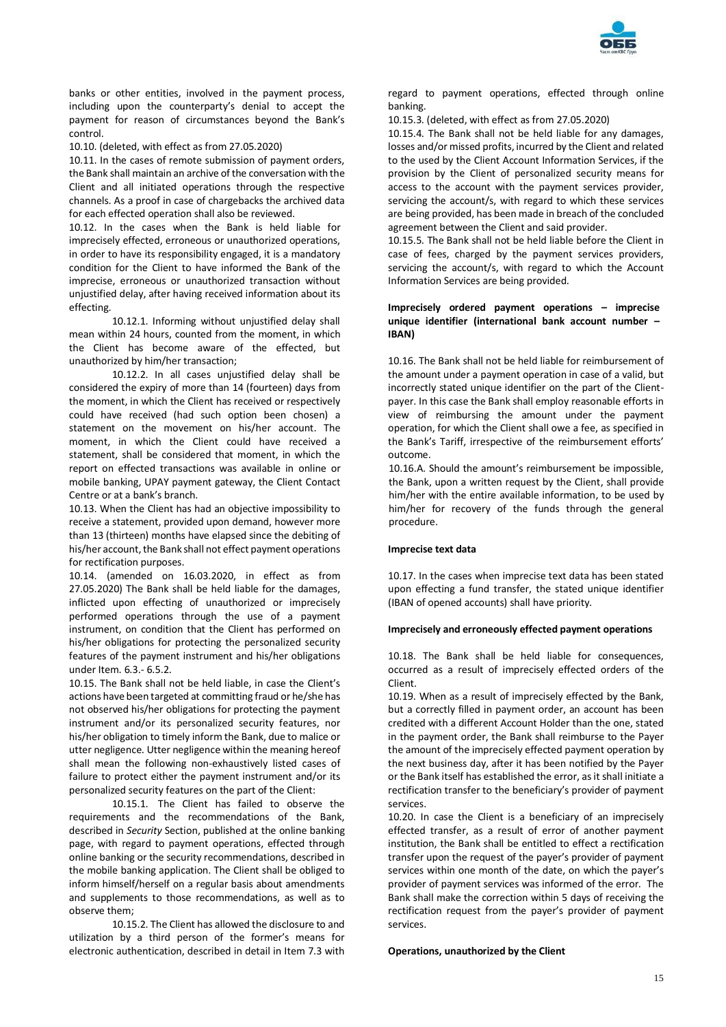banks or other entities, involved in the payment process, including upon the counterparty's denial to accept the payment for reason of circumstances beyond the Bank's control.

10.10. (deleted, with effect as from 27.05.2020)

10.11. In the cases of remote submission of payment orders, the Bank shall maintain an archive of the conversation with the Client and all initiated operations through the respective channels. As a proof in case of chargebacks the archived data for each effected operation shall also be reviewed.

10.12. In the cases when the Bank is held liable for imprecisely effected, erroneous or unauthorized operations, in order to have its responsibility engaged, it is a mandatory condition for the Client to have informed the Bank of the imprecise, erroneous or unauthorized transaction without unjustified delay, after having received information about its effecting.

10.12.1. Informing without unjustified delay shall mean within 24 hours, counted from the moment, in which the Client has become aware of the effected, but unauthorized by him/her transaction;

10.12.2. In all cases unjustified delay shall be considered the expiry of more than 14 (fourteen) days from the moment, in which the Client has received or respectively could have received (had such option been chosen) a statement on the movement on his/her account. The moment, in which the Client could have received a statement, shall be considered that moment, in which the report on effected transactions was available in online or mobile banking, UPAY payment gateway, the Client Contact Centre or at a bank's branch.

10.13. When the Client has had an objective impossibility to receive a statement, provided upon demand, however more than 13 (thirteen) months have elapsed since the debiting of his/her account, the Bank shall not effect payment operations for rectification purposes.

10.14. (amended on 16.03.2020, in effect as from 27.05.2020) The Bank shall be held liable for the damages, inflicted upon effecting of unauthorized or imprecisely performed operations through the use of a payment instrument, on condition that the Client has performed on his/her obligations for protecting the personalized security features of the payment instrument and his/her obligations under Item. 6.3.- 6.5.2.

10.15. The Bank shall not be held liable, in case the Client's actions have been targeted at committing fraud or he/she has not observed his/her obligations for protecting the payment instrument and/or its personalized security features, nor his/her obligation to timely inform the Bank, due to malice or utter negligence. Utter negligence within the meaning hereof shall mean the following non-exhaustively listed cases of failure to protect either the payment instrument and/or its personalized security features on the part of the Client:

10.15.1. The Client has failed to observe the requirements and the recommendations of the Bank, described in *Security* Section, published at the online banking page, with regard to payment operations, effected through online banking or the security recommendations, described in the mobile banking application. The Client shall be obliged to inform himself/herself on a regular basis about amendments and supplements to those recommendations, as well as to observe them;

10.15.2. The Client has allowed the disclosure to and utilization by a third person of the former's means for electronic authentication, described in detail in Item 7.3 with regard to payment operations, effected through online banking.

10.15.3. (deleted, with effect as from 27.05.2020)

10.15.4. The Bank shall not be held liable for any damages, losses and/or missed profits, incurred by the Client and related to the used by the Client Account Information Services, if the provision by the Client of personalized security means for access to the account with the payment services provider, servicing the account/s, with regard to which these services are being provided, has been made in breach of the concluded agreement between the Client and said provider.

10.15.5. The Bank shall not be held liable before the Client in case of fees, charged by the payment services providers, servicing the account/s, with regard to which the Account Information Services are being provided.

**Imprecisely ordered payment operations – imprecise unique identifier (international bank account number – IBAN)**

10.16. The Bank shall not be held liable for reimbursement of the amount under a payment operation in case of a valid, but incorrectly stated unique identifier on the part of the Client-payer. In this case the Bank shall employ reasonable efforts in view of reimbursing the amount under the payment operation, for which the Client shall owe a fee, as specified in the Bank's Tariff, irrespective of the reimbursement efforts' outcome.

10.16.A. Should the amount's reimbursement be impossible, the Bank, upon a written request by the Client, shall provide him/her with the entire available information, to be used by him/her for recovery of the funds through the general procedure.

**Imprecise text data**

10.17. In the cases when imprecise text data has been stated upon effecting a fund transfer, the stated unique identifier (IBAN of opened accounts) shall have priority.

**Imprecisely and erroneously effected payment operations**

10.18. The Bank shall be held liable for consequences, occurred as a result of imprecisely effected orders of the Client.

10.19. When as a result of imprecisely effected by the Bank, but a correctly filled in payment order, an account has been credited with a different Account Holder than the one, stated in the payment order, the Bank shall reimburse to the Payer the amount of the imprecisely effected payment operation by the next business day, after it has been notified by the Payer or the Bank itself has established the error, as it shall initiate a rectification transfer to the beneficiary's provider of payment services.

10.20. In case the Client is a beneficiary of an imprecisely effected transfer, as a result of error of another payment institution, the Bank shall be entitled to effect a rectification transfer upon the request of the payer's provider of payment services within one month of the date, on which the payer's provider of payment services was informed of the error. The Bank shall make the correction within 5 days of receiving the rectification request from the payer's provider of payment services.

**Operations, unauthorized by the Client**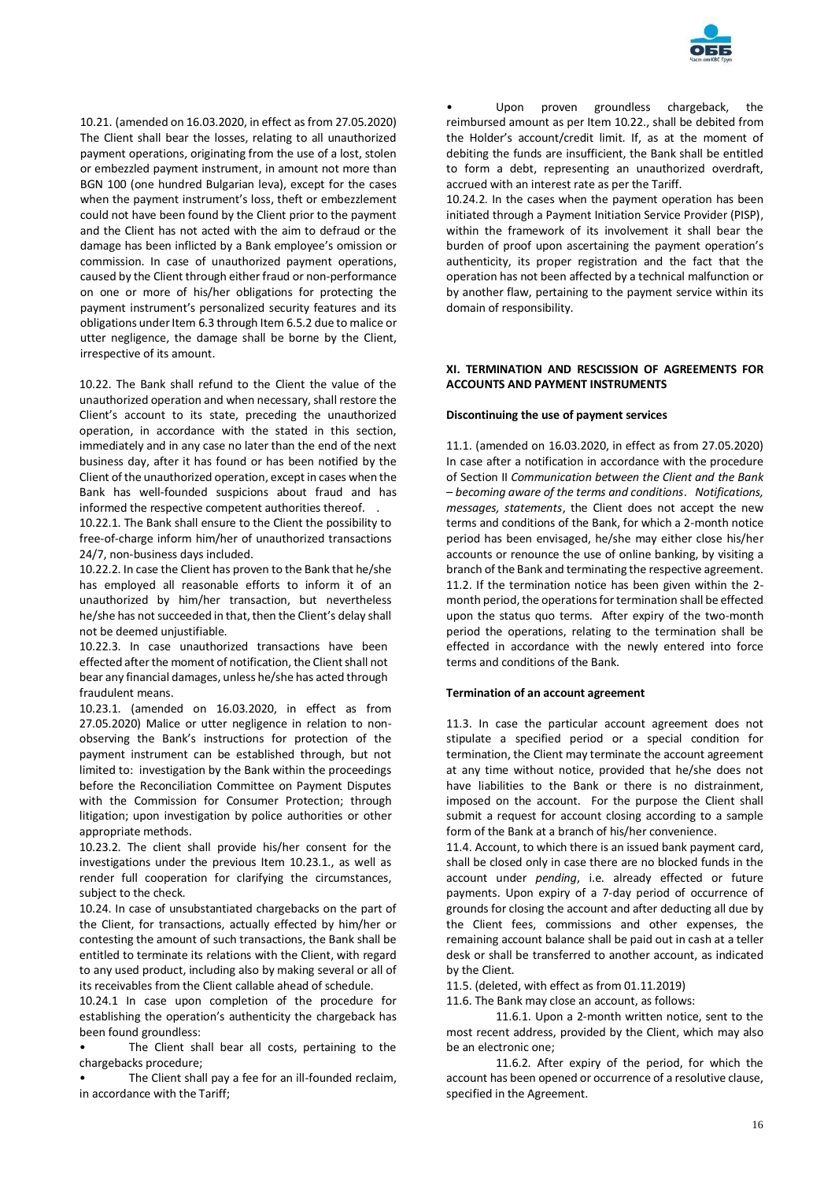10.21. (amended on 16.03.2020, in effect as from 27.05.2020) The Client shall bear the losses, relating to all unauthorized payment operations, originating from the use of a lost, stolen or embezzled payment instrument, in amount not more than BGN 100 (one hundred Bulgarian leva), except for the cases when the payment instrument's loss, theft or embezzlement could not have been found by the Client prior to the payment and the Client has not acted with the aim to defraud or the damage has been inflicted by a Bank employee's omission or commission. In case of unauthorized payment operations, caused by the Client through either fraud or non-performance on one or more of his/her obligations for protecting the payment instrument's personalized security features and its obligations under Item 6.3 through Item 6.5.2 due to malice or utter negligence, the damage shall be borne by the Client, irrespective of its amount.

10.22. The Bank shall refund to the Client the value of the unauthorized operation and when necessary, shall restore the Client's account to its state, preceding the unauthorized operation, in accordance with the stated in this section, immediately and in any case no later than the end of the next business day, after it has found or has been notified by the Client of the unauthorized operation, except in cases when the Bank has well-founded suspicions about fraud and has informed the respective competent authorities thereof. .

10.22.1. The Bank shall ensure to the Client the possibility to free-of-charge inform him/her of unauthorized transactions 24/7, non-business days included.

10.22.2. In case the Client has proven to the Bank that he/she has employed all reasonable efforts to inform it of an unauthorized by him/her transaction, but nevertheless he/she has not succeeded in that, then the Client's delay shall not be deemed unjustifiable.

10.22.3. In case unauthorized transactions have been effected after the moment of notification, the Client shall not bear any financial damages, unless he/she has acted through fraudulent means.

10.23.1. (amended on 16.03.2020, in effect as from 27.05.2020) Malice or utter negligence in relation to non-observing the Bank's instructions for protection of the payment instrument can be established through, but not limited to: investigation by the Bank within the proceedings before the Reconciliation Committee on Payment Disputes with the Commission for Consumer Protection; through litigation; upon investigation by police authorities or other appropriate methods.

10.23.2. The client shall provide his/her consent for the investigations under the previous Item 10.23.1., as well as render full cooperation for clarifying the circumstances, subject to the check.

10.24. In case of unsubstantiated chargebacks on the part of the Client, for transactions, actually effected by him/her or contesting the amount of such transactions, the Bank shall be entitled to terminate its relations with the Client, with regard to any used product, including also by making several or all of its receivables from the Client callable ahead of schedule.

10.24.1 In case upon completion of the procedure for establishing the operation's authenticity the chargeback has been found groundless:

- The Client shall bear all costs, pertaining to the chargebacks procedure;
- The Client shall pay a fee for an ill-founded reclaim, in accordance with the Tariff;
- Upon proven groundless chargeback, the reimbursed amount as per Item 10.22., shall be debited from the Holder's account/credit limit. If, as at the moment of debiting the funds are insufficient, the Bank shall be entitled to form a debt, representing an unauthorized overdraft, accrued with an interest rate as per the Tariff.

10.24.2. In the cases when the payment operation has been initiated through a Payment Initiation Service Provider (PISP), within the framework of its involvement it shall bear the burden of proof upon ascertaining the payment operation's authenticity, its proper registration and the fact that the operation has not been affected by a technical malfunction or by another flaw, pertaining to the payment service within its domain of responsibility.

## XI. TERMINATION AND RESCISSION OF AGREEMENTS FOR ACCOUNTS AND PAYMENT INSTRUMENTS

**Discontinuing the use of payment services**

11.1. (amended on 16.03.2020, in effect as from 27.05.2020) In case after a notification in accordance with the procedure of Section II *Communication between the Client and the Bank – becoming aware of the terms and conditions*. *Notifications, messages, statements*, the Client does not accept the new terms and conditions of the Bank, for which a 2-month notice period has been envisaged, he/she may either close his/her accounts or renounce the use of online banking, by visiting a branch of the Bank and terminating the respective agreement.

11.2. If the termination notice has been given within the 2-month period, the operations for termination shall be effected upon the status quo terms. After expiry of the two-month period the operations, relating to the termination shall be effected in accordance with the newly entered into force terms and conditions of the Bank.

**Termination of an account agreement**

11.3. In case the particular account agreement does not stipulate a specified period or a special condition for termination, the Client may terminate the account agreement at any time without notice, provided that he/she does not have liabilities to the Bank or there is no distrainment, imposed on the account. For the purpose the Client shall submit a request for account closing according to a sample form of the Bank at a branch of his/her convenience.

11.4. Account, to which there is an issued bank payment card, shall be closed only in case there are no blocked funds in the account under *pending*, i.e. already effected or future payments. Upon expiry of a 7-day period of occurrence of grounds for closing the account and after deducting all due by the Client fees, commissions and other expenses, the remaining account balance shall be paid out in cash at a teller desk or shall be transferred to another account, as indicated by the Client.

11.5. (deleted, with effect as from 01.11.2019)

11.6. The Bank may close an account, as follows:

11.6.1. Upon a 2-month written notice, sent to the most recent address, provided by the Client, which may also be an electronic one;

11.6.2. After expiry of the period, for which the account has been opened or occurrence of a resolutive clause, specified in the Agreement.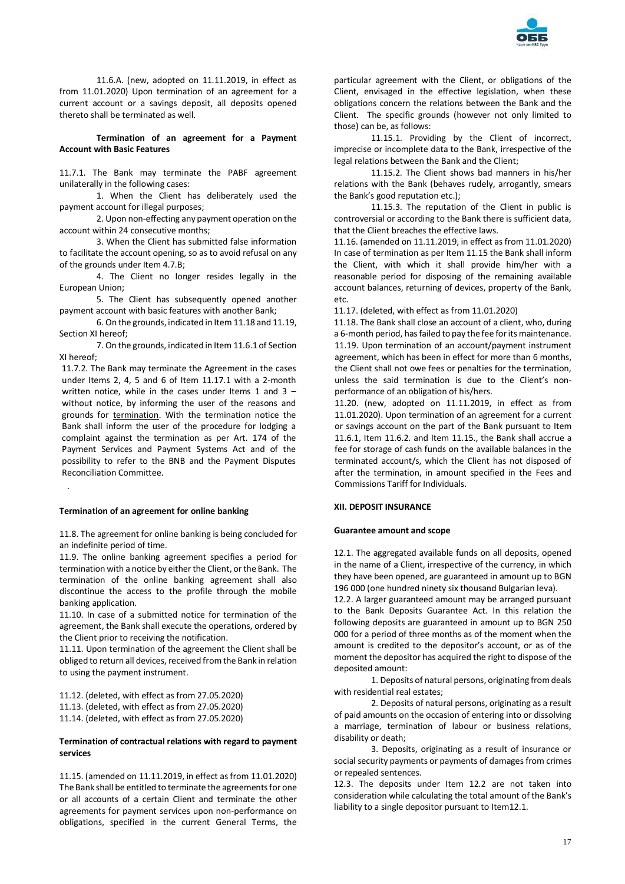11.6.A. (new, adopted on 11.11.2019, in effect as from 11.01.2020) Upon termination of an agreement for a current account or a savings deposit, all deposits opened thereto shall be terminated as well.

**Termination of an agreement for a Payment Account with Basic Features**

11.7.1. The Bank may terminate the PABF agreement unilaterally in the following cases:

1. When the Client has deliberately used the payment account for illegal purposes;
2. Upon non-effecting any payment operation on the account within 24 consecutive months;
3. When the Client has submitted false information to facilitate the account opening, so as to avoid refusal on any of the grounds under Item 4.7.B;
4. The Client no longer resides legally in the European Union;
5. The Client has subsequently opened another payment account with basic features with another Bank;
6. On the grounds, indicated in Item 11.18 and 11.19, Section XI hereof;
7. On the grounds, indicated in Item 11.6.1 of Section XI hereof;

11.7.2. The Bank may terminate the Agreement in the cases under Items 2, 4, 5 and 6 of Item 11.17.1 with a 2-month written notice, while in the cases under Items 1 and 3 – without notice, by informing the user of the reasons and grounds for termination. With the termination notice the Bank shall inform the user of the procedure for lodging a complaint against the termination as per Art. 174 of the Payment Services and Payment Systems Act and of the possibility to refer to the BNB and the Payment Disputes Reconciliation Committee.

.

**Termination of an agreement for online banking**

11.8. The agreement for online banking is being concluded for an indefinite period of time.

11.9. The online banking agreement specifies a period for termination with a notice by either the Client, or the Bank. The termination of the online banking agreement shall also discontinue the access to the profile through the mobile banking application.

11.10. In case of a submitted notice for termination of the agreement, the Bank shall execute the operations, ordered by the Client prior to receiving the notification.

11.11. Upon termination of the agreement the Client shall be obliged to return all devices, received from the Bank in relation to using the payment instrument.

11.12. (deleted, with effect as from 27.05.2020)
11.13. (deleted, with effect as from 27.05.2020)
11.14. (deleted, with effect as from 27.05.2020)

**Termination of contractual relations with regard to payment services**

11.15. (amended on 11.11.2019, in effect as from 11.01.2020) The Bank shall be entitled to terminate the agreements for one or all accounts of a certain Client and terminate the other agreements for payment services upon non-performance on obligations, specified in the current General Terms, the particular agreement with the Client, or obligations of the Client, envisaged in the effective legislation, when these obligations concern the relations between the Bank and the Client. The specific grounds (however not only limited to those) can be, as follows:

11.15.1. Providing by the Client of incorrect, imprecise or incomplete data to the Bank, irrespective of the legal relations between the Bank and the Client;

11.15.2. The Client shows bad manners in his/her relations with the Bank (behaves rudely, arrogantly, smears the Bank's good reputation etc.);

11.15.3. The reputation of the Client in public is controversial or according to the Bank there is sufficient data, that the Client breaches the effective laws.

11.16. (amended on 11.11.2019, in effect as from 11.01.2020) In case of termination as per Item 11.15 the Bank shall inform the Client, with which it shall provide him/her with a reasonable period for disposing of the remaining available account balances, returning of devices, property of the Bank, etc.

11.17. (deleted, with effect as from 11.01.2020)

11.18. The Bank shall close an account of a client, who, during a 6-month period, has failed to pay the fee for its maintenance.

11.19. Upon termination of an account/payment instrument agreement, which has been in effect for more than 6 months, the Client shall not owe fees or penalties for the termination, unless the said termination is due to the Client's non-performance of an obligation of his/hers.

11.20. (new, adopted on 11.11.2019, in effect as from 11.01.2020). Upon termination of an agreement for a current or savings account on the part of the Bank pursuant to Item 11.6.1, Item 11.6.2. and Item 11.15., the Bank shall accrue a fee for storage of cash funds on the available balances in the terminated account/s, which the Client has not disposed of after the termination, in amount specified in the Fees and Commissions Tariff for Individuals.

## XII. DEPOSIT INSURANCE

**Guarantee amount and scope**

12.1. The aggregated available funds on all deposits, opened in the name of a Client, irrespective of the currency, in which they have been opened, are guaranteed in amount up to BGN 196 000 (one hundred ninety six thousand Bulgarian leva).

12.2. A larger guaranteed amount may be arranged pursuant to the Bank Deposits Guarantee Act. In this relation the following deposits are guaranteed in amount up to BGN 250 000 for a period of three months as of the moment when the amount is credited to the depositor's account, or as of the moment the depositor has acquired the right to dispose of the deposited amount:

1. Deposits of natural persons, originating from deals with residential real estates;
2. Deposits of natural persons, originating as a result of paid amounts on the occasion of entering into or dissolving a marriage, termination of labour or business relations, disability or death;
3. Deposits, originating as a result of insurance or social security payments or payments of damages from crimes or repealed sentences.

12.3. The deposits under Item 12.2 are not taken into consideration while calculating the total amount of the Bank's liability to a single depositor pursuant to Item12.1.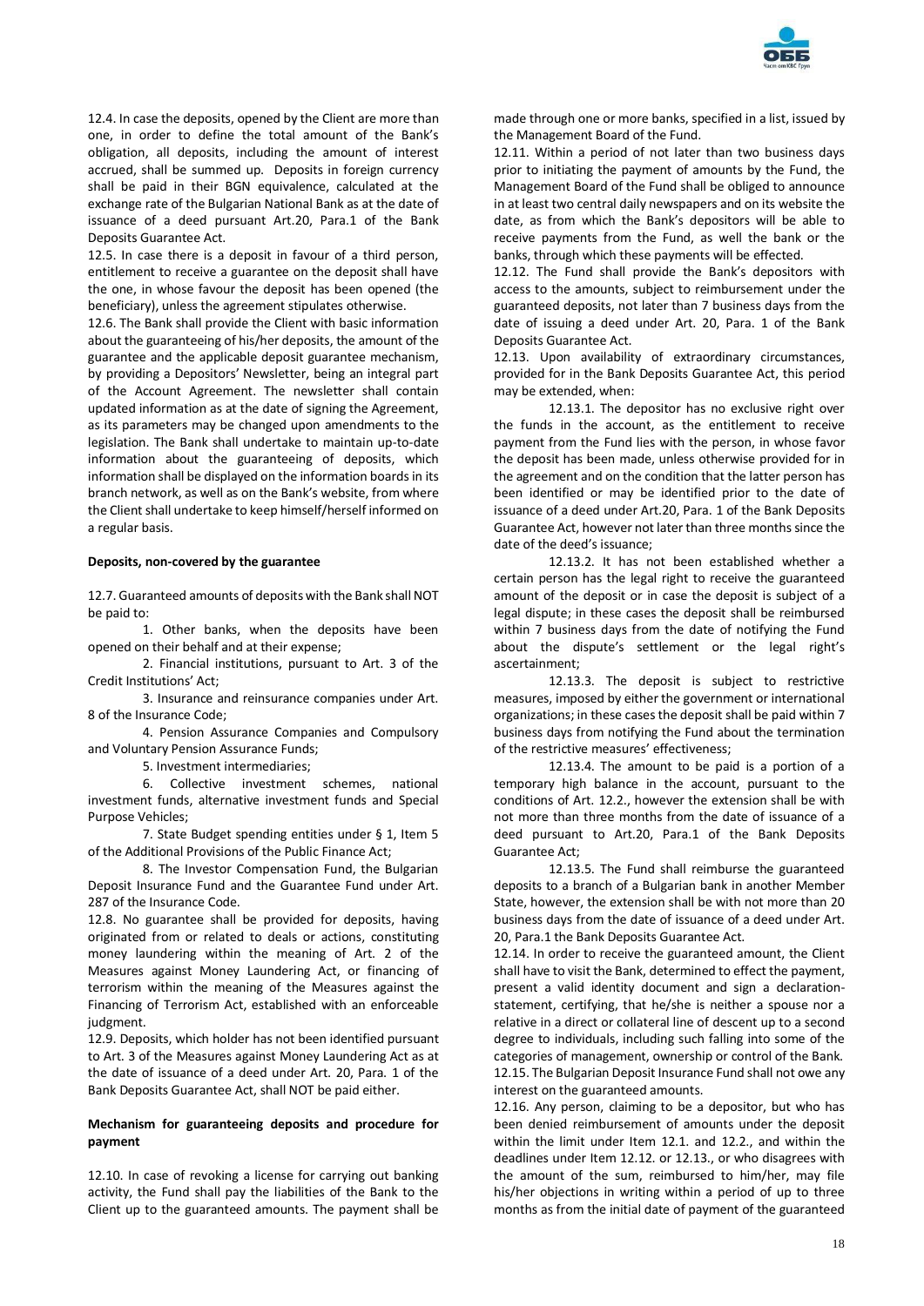12.4. In case the deposits, opened by the Client are more than one, in order to define the total amount of the Bank's obligation, all deposits, including the amount of interest accrued, shall be summed up. Deposits in foreign currency shall be paid in their BGN equivalence, calculated at the exchange rate of the Bulgarian National Bank as at the date of issuance of a deed pursuant Art.20, Para.1 of the Bank Deposits Guarantee Act.

12.5. In case there is a deposit in favour of a third person, entitlement to receive a guarantee on the deposit shall have the one, in whose favour the deposit has been opened (the beneficiary), unless the agreement stipulates otherwise.

12.6. The Bank shall provide the Client with basic information about the guaranteeing of his/her deposits, the amount of the guarantee and the applicable deposit guarantee mechanism, by providing a Depositors' Newsletter, being an integral part of the Account Agreement. The newsletter shall contain updated information as at the date of signing the Agreement, as its parameters may be changed upon amendments to the legislation. The Bank shall undertake to maintain up-to-date information about the guaranteeing of deposits, which information shall be displayed on the information boards in its branch network, as well as on the Bank's website, from where the Client shall undertake to keep himself/herself informed on a regular basis.

**Deposits, non-covered by the guarantee**

12.7. Guaranteed amounts of deposits with the Bank shall NOT be paid to:

1. Other banks, when the deposits have been opened on their behalf and at their expense;
2. Financial institutions, pursuant to Art. 3 of the Credit Institutions' Act;
3. Insurance and reinsurance companies under Art. 8 of the Insurance Code;
4. Pension Assurance Companies and Compulsory and Voluntary Pension Assurance Funds;
5. Investment intermediaries;
6. Collective investment schemes, national investment funds, alternative investment funds and Special Purpose Vehicles;
7. State Budget spending entities under § 1, Item 5 of the Additional Provisions of the Public Finance Act;
8. The Investor Compensation Fund, the Bulgarian Deposit Insurance Fund and the Guarantee Fund under Art. 287 of the Insurance Code.

12.8. No guarantee shall be provided for deposits, having originated from or related to deals or actions, constituting money laundering within the meaning of Art. 2 of the Measures against Money Laundering Act, or financing of terrorism within the meaning of the Measures against the Financing of Terrorism Act, established with an enforceable judgment.

12.9. Deposits, which holder has not been identified pursuant to Art. 3 of the Measures against Money Laundering Act as at the date of issuance of a deed under Art. 20, Para. 1 of the Bank Deposits Guarantee Act, shall NOT be paid either.

**Mechanism for guaranteeing deposits and procedure for payment**

12.10. In case of revoking a license for carrying out banking activity, the Fund shall pay the liabilities of the Bank to the Client up to the guaranteed amounts. The payment shall be made through one or more banks, specified in a list, issued by the Management Board of the Fund.

12.11. Within a period of not later than two business days prior to initiating the payment of amounts by the Fund, the Management Board of the Fund shall be obliged to announce in at least two central daily newspapers and on its website the date, as from which the Bank's depositors will be able to receive payments from the Fund, as well the bank or the banks, through which these payments will be effected.

12.12. The Fund shall provide the Bank's depositors with access to the amounts, subject to reimbursement under the guaranteed deposits, not later than 7 business days from the date of issuing a deed under Art. 20, Para. 1 of the Bank Deposits Guarantee Act.

12.13. Upon availability of extraordinary circumstances, provided for in the Bank Deposits Guarantee Act, this period may be extended, when:

12.13.1. The depositor has no exclusive right over the funds in the account, as the entitlement to receive payment from the Fund lies with the person, in whose favor the deposit has been made, unless otherwise provided for in the agreement and on the condition that the latter person has been identified or may be identified prior to the date of issuance of a deed under Art.20, Para. 1 of the Bank Deposits Guarantee Act, however not later than three months since the date of the deed's issuance;

12.13.2. It has not been established whether a certain person has the legal right to receive the guaranteed amount of the deposit or in case the deposit is subject of a legal dispute; in these cases the deposit shall be reimbursed within 7 business days from the date of notifying the Fund about the dispute's settlement or the legal right's ascertainment;

12.13.3. The deposit is subject to restrictive measures, imposed by either the government or international organizations; in these cases the deposit shall be paid within 7 business days from notifying the Fund about the termination of the restrictive measures' effectiveness;

12.13.4. The amount to be paid is a portion of a temporary high balance in the account, pursuant to the conditions of Art. 12.2., however the extension shall be with not more than three months from the date of issuance of a deed pursuant to Art.20, Para.1 of the Bank Deposits Guarantee Act;

12.13.5. The Fund shall reimburse the guaranteed deposits to a branch of a Bulgarian bank in another Member State, however, the extension shall be with not more than 20 business days from the date of issuance of a deed under Art. 20, Para.1 the Bank Deposits Guarantee Act.

12.14. In order to receive the guaranteed amount, the Client shall have to visit the Bank, determined to effect the payment, present a valid identity document and sign a declaration-statement, certifying, that he/she is neither a spouse nor a relative in a direct or collateral line of descent up to a second degree to individuals, including such falling into some of the categories of management, ownership or control of the Bank.

12.15. The Bulgarian Deposit Insurance Fund shall not owe any interest on the guaranteed amounts.

12.16. Any person, claiming to be a depositor, but who has been denied reimbursement of amounts under the deposit within the limit under Item 12.1. and 12.2., and within the deadlines under Item 12.12. or 12.13., or who disagrees with the amount of the sum, reimbursed to him/her, may file his/her objections in writing within a period of up to three months as from the initial date of payment of the guaranteed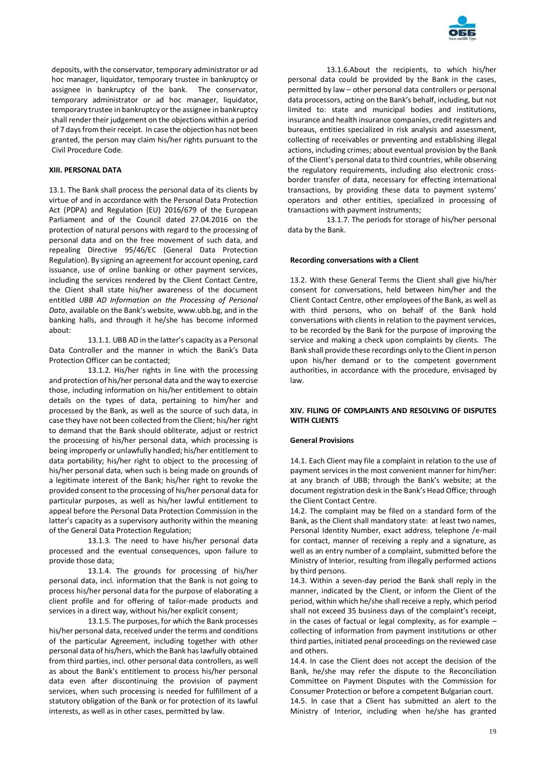deposits, with the conservator, temporary administrator or ad hoc manager, liquidator, temporary trustee in bankruptcy or assignee in bankruptcy of the bank. The conservator, temporary administrator or ad hoc manager, liquidator, temporary trustee in bankruptcy or the assignee in bankruptcy shall render their judgement on the objections within a period of 7 days from their receipt. In case the objection has not been granted, the person may claim his/her rights pursuant to the Civil Procedure Code.

## XIII. PERSONAL DATA

13.1. The Bank shall process the personal data of its clients by virtue of and in accordance with the Personal Data Protection Act (PDPA) and Regulation (EU) 2016/679 of the European Parliament and of the Council dated 27.04.2016 on the protection of natural persons with regard to the processing of personal data and on the free movement of such data, and repealing Directive 95/46/EC (General Data Protection Regulation). By signing an agreement for account opening, card issuance, use of online banking or other payment services, including the services rendered by the Client Contact Centre, the Client shall state his/her awareness of the document entitled *UBB AD Information on the Processing of Personal Data*, available on the Bank's website, www.ubb.bg, and in the banking halls, and through it he/she has become informed about:

13.1.1. UBB AD in the latter's capacity as a Personal Data Controller and the manner in which the Bank's Data Protection Officer can be contacted;

13.1.2. His/her rights in line with the processing and protection of his/her personal data and the way to exercise those, including information on his/her entitlement to obtain details on the types of data, pertaining to him/her and processed by the Bank, as well as the source of such data, in case they have not been collected from the Client; his/her right to demand that the Bank should obliterate, adjust or restrict the processing of his/her personal data, which processing is being improperly or unlawfully handled; his/her entitlement to data portability; his/her right to object to the processing of his/her personal data, when such is being made on grounds of a legitimate interest of the Bank; his/her right to revoke the provided consent to the processing of his/her personal data for particular purposes, as well as his/her lawful entitlement to appeal before the Personal Data Protection Commission in the latter's capacity as a supervisory authority within the meaning of the General Data Protection Regulation;

13.1.3. The need to have his/her personal data processed and the eventual consequences, upon failure to provide those data;

13.1.4. The grounds for processing of his/her personal data, incl. information that the Bank is not going to process his/her personal data for the purpose of elaborating a client profile and for offering of tailor-made products and services in a direct way, without his/her explicit consent;

13.1.5. The purposes, for which the Bank processes his/her personal data, received under the terms and conditions of the particular Agreement, including together with other personal data of his/hers, which the Bank has lawfully obtained from third parties, incl. other personal data controllers, as well as about the Bank's entitlement to process his/her personal data even after discontinuing the provision of payment services, when such processing is needed for fulfillment of a statutory obligation of the Bank or for protection of its lawful interests, as well as in other cases, permitted by law.

13.1.6.About the recipients, to which his/her personal data could be provided by the Bank in the cases, permitted by law – other personal data controllers or personal data processors, acting on the Bank's behalf, including, but not limited to: state and municipal bodies and institutions, insurance and health insurance companies, credit registers and bureaus, entities specialized in risk analysis and assessment, collecting of receivables or preventing and establishing illegal actions, including crimes; about eventual provision by the Bank of the Client's personal data to third countries, while observing the regulatory requirements, including also electronic cross-border transfer of data, necessary for effecting international transactions, by providing these data to payment systems' operators and other entities, specialized in processing of transactions with payment instruments;

13.1.7. The periods for storage of his/her personal data by the Bank.

**Recording conversations with a Client**

13.2. With these General Terms the Client shall give his/her consent for conversations, held between him/her and the Client Contact Centre, other employees of the Bank, as well as with third persons, who on behalf of the Bank hold conversations with clients in relation to the payment services, to be recorded by the Bank for the purpose of improving the service and making a check upon complaints by clients. The Bank shall provide these recordings only to the Client in person upon his/her demand or to the competent government authorities, in accordance with the procedure, envisaged by law.

## XIV. FILING OF COMPLAINTS AND RESOLVING OF DISPUTES WITH CLIENTS

**General Provisions**

14.1. Each Client may file a complaint in relation to the use of payment services in the most convenient manner for him/her: at any branch of UBB; through the Bank's website; at the document registration desk in the Bank's Head Office; through the Client Contact Centre.

14.2. The complaint may be filed on a standard form of the Bank, as the Client shall mandatory state: at least two names, Personal Identity Number, exact address, telephone /e-mail for contact, manner of receiving a reply and a signature, as well as an entry number of a complaint, submitted before the Ministry of Interior, resulting from illegally performed actions by third persons.

14.3. Within a seven-day period the Bank shall reply in the manner, indicated by the Client, or inform the Client of the period, within which he/she shall receive a reply, which period shall not exceed 35 business days of the complaint's receipt, in the cases of factual or legal complexity, as for example – collecting of information from payment institutions or other third parties, initiated penal proceedings on the reviewed case and others.

14.4. In case the Client does not accept the decision of the Bank, he/she may refer the dispute to the Reconciliation Committee on Payment Disputes with the Commission for Consumer Protection or before a competent Bulgarian court.

14.5. In case that a Client has submitted an alert to the Ministry of Interior, including when he/she has granted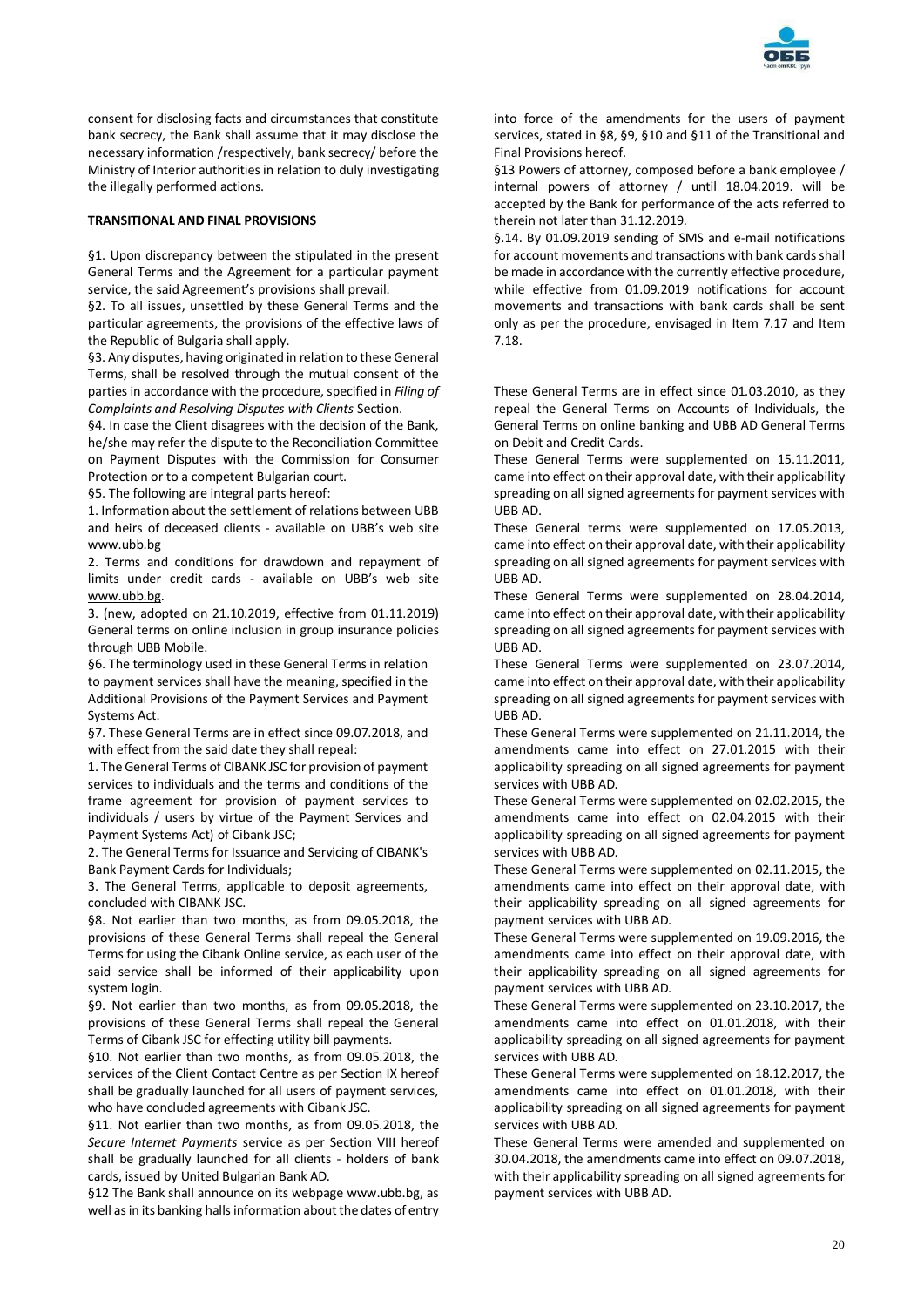consent for disclosing facts and circumstances that constitute bank secrecy, the Bank shall assume that it may disclose the necessary information /respectively, bank secrecy/ before the Ministry of Interior authorities in relation to duly investigating the illegally performed actions.

**TRANSITIONAL AND FINAL PROVISIONS**

§1. Upon discrepancy between the stipulated in the present General Terms and the Agreement for a particular payment service, the said Agreement's provisions shall prevail.

§2. To all issues, unsettled by these General Terms and the particular agreements, the provisions of the effective laws of the Republic of Bulgaria shall apply.

§3. Any disputes, having originated in relation to these General Terms, shall be resolved through the mutual consent of the parties in accordance with the procedure, specified in *Filing of Complaints and Resolving Disputes with Clients* Section.

§4. In case the Client disagrees with the decision of the Bank, he/she may refer the dispute to the Reconciliation Committee on Payment Disputes with the Commission for Consumer Protection or to a competent Bulgarian court.

§5. The following are integral parts hereof:

1. Information about the settlement of relations between UBB and heirs of deceased clients - available on UBB's web site www.ubb.bg
2. Terms and conditions for drawdown and repayment of limits under credit cards - available on UBB's web site www.ubb.bg.
3. (new, adopted on 21.10.2019, effective from 01.11.2019) General terms on online inclusion in group insurance policies through UBB Mobile.

§6. The terminology used in these General Terms in relation to payment services shall have the meaning, specified in the Additional Provisions of the Payment Services and Payment Systems Act.

§7. These General Terms are in effect since 09.07.2018, and with effect from the said date they shall repeal:

1. The General Terms of CIBANK JSC for provision of payment services to individuals and the terms and conditions of the frame agreement for provision of payment services to individuals / users by virtue of the Payment Services and Payment Systems Act) of Cibank JSC;
2. The General Terms for Issuance and Servicing of CIBANK's Bank Payment Cards for Individuals;
3. The General Terms, applicable to deposit agreements, concluded with CIBANK JSC.

§8. Not earlier than two months, as from 09.05.2018, the provisions of these General Terms shall repeal the General Terms for using the Cibank Online service, as each user of the said service shall be informed of their applicability upon system login.

§9. Not earlier than two months, as from 09.05.2018, the provisions of these General Terms shall repeal the General Terms of Cibank JSC for effecting utility bill payments.

§10. Not earlier than two months, as from 09.05.2018, the services of the Client Contact Centre as per Section IX hereof shall be gradually launched for all users of payment services, who have concluded agreements with Cibank JSC.

§11. Not earlier than two months, as from 09.05.2018, the *Secure Internet Payments* service as per Section VIII hereof shall be gradually launched for all clients - holders of bank cards, issued by United Bulgarian Bank AD.

§12 The Bank shall announce on its webpage www.ubb.bg, as well as in its banking halls information about the dates of entry into force of the amendments for the users of payment services, stated in §8, §9, §10 and §11 of the Transitional and Final Provisions hereof.

§13 Powers of attorney, composed before a bank employee / internal powers of attorney / until 18.04.2019. will be accepted by the Bank for performance of the acts referred to therein not later than 31.12.2019.

§.14. By 01.09.2019 sending of SMS and e-mail notifications for account movements and transactions with bank cards shall be made in accordance with the currently effective procedure, while effective from 01.09.2019 notifications for account movements and transactions with bank cards shall be sent only as per the procedure, envisaged in Item 7.17 and Item 7.18.

These General Terms are in effect since 01.03.2010, as they repeal the General Terms on Accounts of Individuals, the General Terms on online banking and UBB AD General Terms on Debit and Credit Cards.

These General Terms were supplemented on 15.11.2011, came into effect on their approval date, with their applicability spreading on all signed agreements for payment services with UBB AD.

These General terms were supplemented on 17.05.2013, came into effect on their approval date, with their applicability spreading on all signed agreements for payment services with UBB AD.

These General Terms were supplemented on 28.04.2014, came into effect on their approval date, with their applicability spreading on all signed agreements for payment services with UBB AD.

These General Terms were supplemented on 23.07.2014, came into effect on their approval date, with their applicability spreading on all signed agreements for payment services with UBB AD.

These General Terms were supplemented on 21.11.2014, the amendments came into effect on 27.01.2015 with their applicability spreading on all signed agreements for payment services with UBB AD.

These General Terms were supplemented on 02.02.2015, the amendments came into effect on 02.04.2015 with their applicability spreading on all signed agreements for payment services with UBB AD.

These General Terms were supplemented on 02.11.2015, the amendments came into effect on their approval date, with their applicability spreading on all signed agreements for payment services with UBB AD.

These General Terms were supplemented on 19.09.2016, the amendments came into effect on their approval date, with their applicability spreading on all signed agreements for payment services with UBB AD.

These General Terms were supplemented on 23.10.2017, the amendments came into effect on 01.01.2018, with their applicability spreading on all signed agreements for payment services with UBB AD.

These General Terms were supplemented on 18.12.2017, the amendments came into effect on 01.01.2018, with their applicability spreading on all signed agreements for payment services with UBB AD.

These General Terms were amended and supplemented on 30.04.2018, the amendments came into effect on 09.07.2018, with their applicability spreading on all signed agreements for payment services with UBB AD.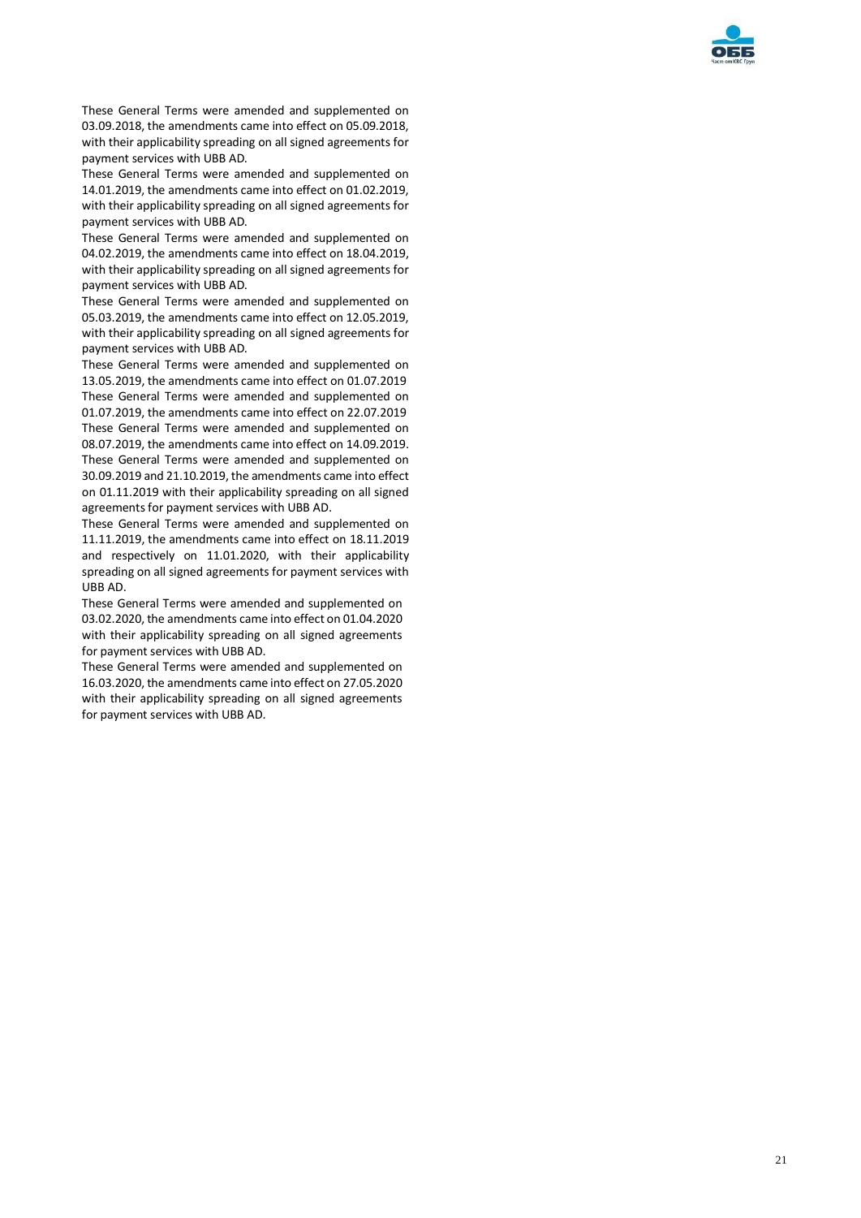These General Terms were amended and supplemented on 03.09.2018, the amendments came into effect on 05.09.2018, with their applicability spreading on all signed agreements for payment services with UBB AD.

These General Terms were amended and supplemented on 14.01.2019, the amendments came into effect on 01.02.2019, with their applicability spreading on all signed agreements for payment services with UBB AD.

These General Terms were amended and supplemented on 04.02.2019, the amendments came into effect on 18.04.2019, with their applicability spreading on all signed agreements for payment services with UBB AD.

These General Terms were amended and supplemented on 05.03.2019, the amendments came into effect on 12.05.2019, with their applicability spreading on all signed agreements for payment services with UBB AD.

These General Terms were amended and supplemented on 13.05.2019, the amendments came into effect on 01.07.2019

These General Terms were amended and supplemented on 01.07.2019, the amendments came into effect on 22.07.2019

These General Terms were amended and supplemented on 08.07.2019, the amendments came into effect on 14.09.2019.

These General Terms were amended and supplemented on 30.09.2019 and 21.10.2019, the amendments came into effect on 01.11.2019 with their applicability spreading on all signed agreements for payment services with UBB AD.

These General Terms were amended and supplemented on 11.11.2019, the amendments came into effect on 18.11.2019 and respectively on 11.01.2020, with their applicability spreading on all signed agreements for payment services with UBB AD.

These General Terms were amended and supplemented on 03.02.2020, the amendments came into effect on 01.04.2020 with their applicability spreading on all signed agreements for payment services with UBB AD.

These General Terms were amended and supplemented on 16.03.2020, the amendments came into effect on 27.05.2020 with their applicability spreading on all signed agreements for payment services with UBB AD.